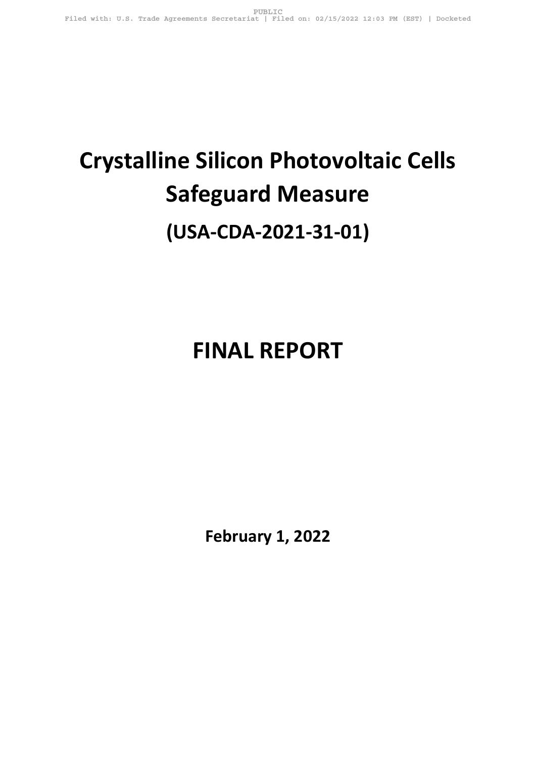# Crystalline Silicon Photovoltaic Cells Safeguard Measure

## (USA-CDA-2021-31-01)

# FINAL REPORT

**February 1, 2022**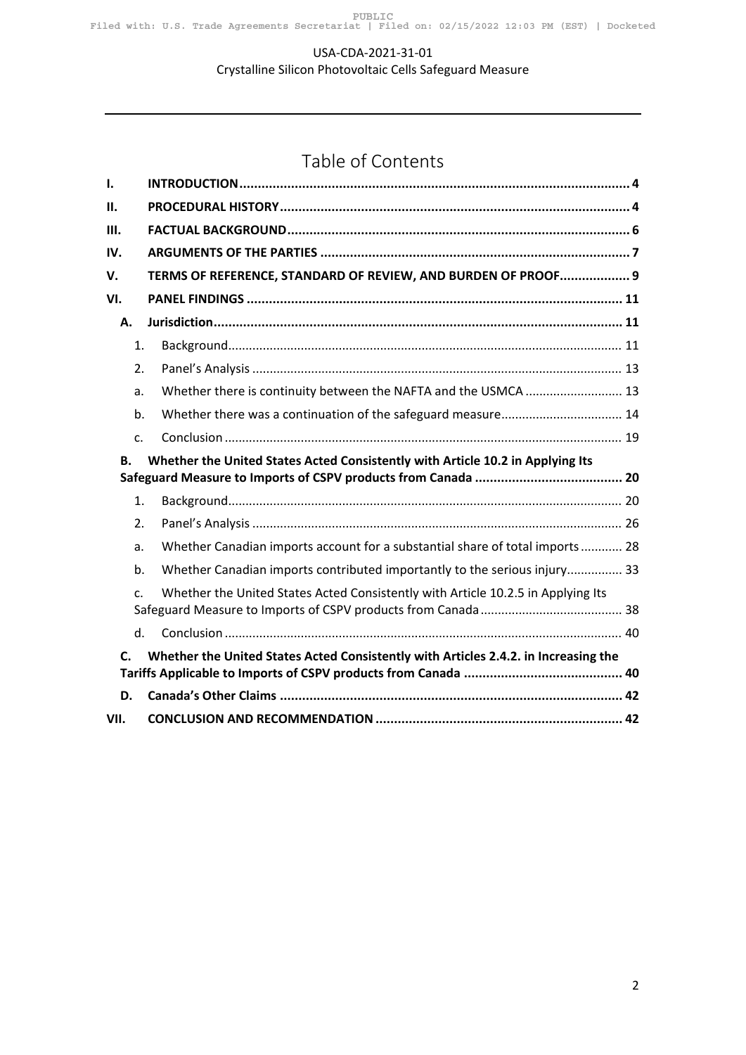# Table of Contents

| | | |
|---|---|---|
| **I.** | **INTRODUCTION** | **4** |
| **II.** | **PROCEDURAL HISTORY** | **4** |
| **III.** | **FACTUAL BACKGROUND** | **6** |
| **IV.** | **ARGUMENTS OF THE PARTIES** | **7** |
| **V.** | **TERMS OF REFERENCE, STANDARD OF REVIEW, AND BURDEN OF PROOF** | **9** |
| **VI.** | **PANEL FINDINGS** | **11** |
| **A.** | **Jurisdiction** | **11** |
| 1. | Background | 11 |
| 2. | Panel's Analysis | 13 |
| a. | Whether there is continuity between the NAFTA and the USMCA | 13 |
| b. | Whether there was a continuation of the safeguard measure | 14 |
| c. | Conclusion | 19 |
| **B.** | **Whether the United States Acted Consistently with Article 10.2 in Applying Its Safeguard Measure to Imports of CSPV products from Canada** | **20** |
| 1. | Background | 20 |
| 2. | Panel's Analysis | 26 |
| a. | Whether Canadian imports account for a substantial share of total imports | 28 |
| b. | Whether Canadian imports contributed importantly to the serious injury | 33 |
| c. | Whether the United States Acted Consistently with Article 10.2.5 in Applying Its Safeguard Measure to Imports of CSPV products from Canada | 38 |
| d. | Conclusion | 40 |
| **C.** | **Whether the United States Acted Consistently with Articles 2.4.2. in Increasing the Tariffs Applicable to Imports of CSPV products from Canada** | **40** |
| **D.** | **Canada's Other Claims** | **42** |
| **VII.** | **CONCLUSION AND RECOMMENDATION** | **42** |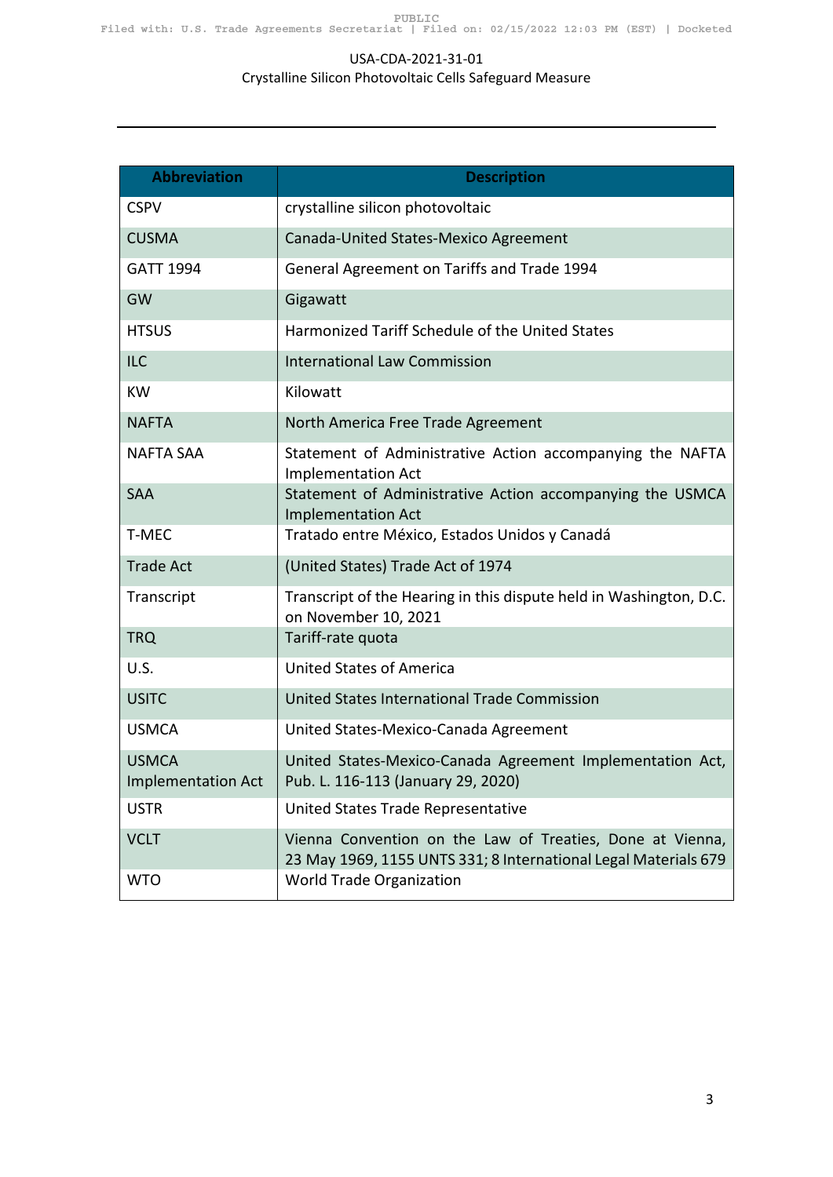| Abbreviation | Description |
|---|---|
| CSPV | crystalline silicon photovoltaic |
| CUSMA | Canada-United States-Mexico Agreement |
| GATT 1994 | General Agreement on Tariffs and Trade 1994 |
| GW | Gigawatt |
| HTSUS | Harmonized Tariff Schedule of the United States |
| ILC | International Law Commission |
| KW | Kilowatt |
| NAFTA | North America Free Trade Agreement |
| NAFTA SAA | Statement of Administrative Action accompanying the NAFTA Implementation Act |
| SAA | Statement of Administrative Action accompanying the USMCA Implementation Act |
| T-MEC | Tratado entre México, Estados Unidos y Canadá |
| Trade Act | (United States) Trade Act of 1974 |
| Transcript | Transcript of the Hearing in this dispute held in Washington, D.C. on November 10, 2021 |
| TRQ | Tariff-rate quota |
| U.S. | United States of America |
| USITC | United States International Trade Commission |
| USMCA | United States-Mexico-Canada Agreement |
| USMCA Implementation Act | United States-Mexico-Canada Agreement Implementation Act, Pub. L. 116-113 (January 29, 2020) |
| USTR | United States Trade Representative |
| VCLT | Vienna Convention on the Law of Treaties, Done at Vienna, 23 May 1969, 1155 UNTS 331; 8 International Legal Materials 679 |
| WTO | World Trade Organization |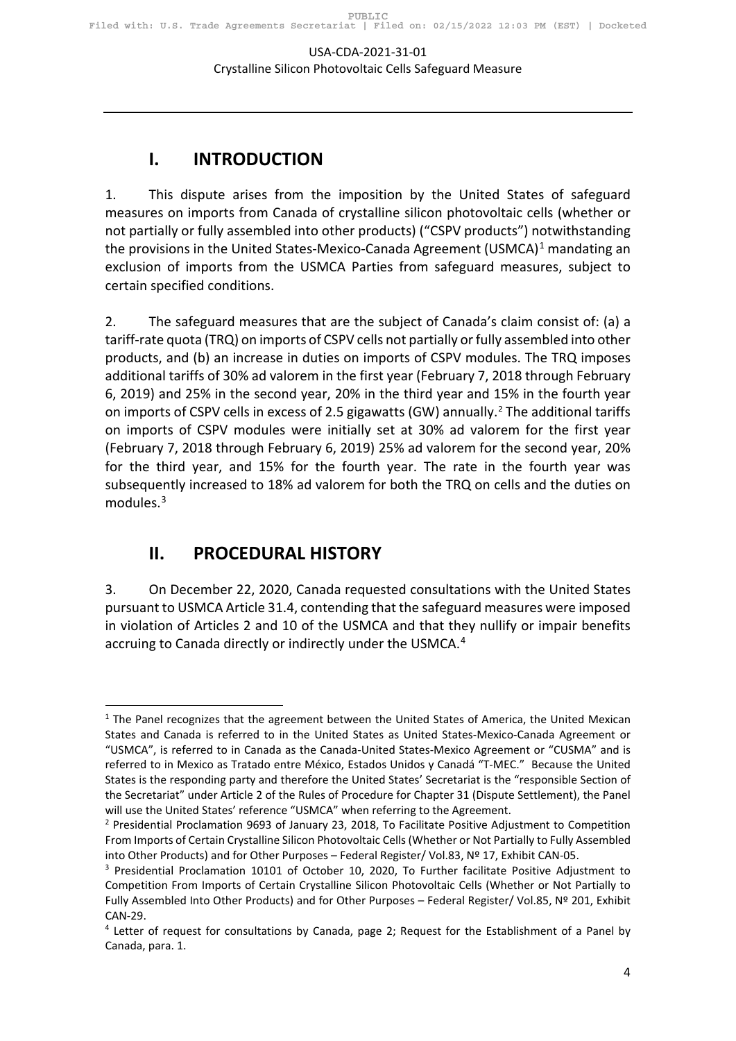# I. INTRODUCTION

1. This dispute arises from the imposition by the United States of safeguard measures on imports from Canada of crystalline silicon photovoltaic cells (whether or not partially or fully assembled into other products) ("CSPV products") notwithstanding the provisions in the United States-Mexico-Canada Agreement (USMCA)[1] mandating an exclusion of imports from the USMCA Parties from safeguard measures, subject to certain specified conditions.

2. The safeguard measures that are the subject of Canada's claim consist of: (a) a tariff-rate quota (TRQ) on imports of CSPV cells not partially or fully assembled into other products, and (b) an increase in duties on imports of CSPV modules. The TRQ imposes additional tariffs of 30% ad valorem in the first year (February 7, 2018 through February 6, 2019) and 25% in the second year, 20% in the third year and 15% in the fourth year on imports of CSPV cells in excess of 2.5 gigawatts (GW) annually.[2] The additional tariffs on imports of CSPV modules were initially set at 30% ad valorem for the first year (February 7, 2018 through February 6, 2019) 25% ad valorem for the second year, 20% for the third year, and 15% for the fourth year. The rate in the fourth year was subsequently increased to 18% ad valorem for both the TRQ on cells and the duties on modules.[3]

# II. PROCEDURAL HISTORY

3. On December 22, 2020, Canada requested consultations with the United States pursuant to USMCA Article 31.4, contending that the safeguard measures were imposed in violation of Articles 2 and 10 of the USMCA and that they nullify or impair benefits accruing to Canada directly or indirectly under the USMCA.[4]

---

[1] The Panel recognizes that the agreement between the United States of America, the United Mexican States and Canada is referred to in the United States as United States-Mexico-Canada Agreement or "USMCA", is referred to in Canada as the Canada-United States-Mexico Agreement or "CUSMA" and is referred to in Mexico as Tratado entre México, Estados Unidos y Canadá "T-MEC." Because the United States is the responding party and therefore the United States' Secretariat is the "responsible Section of the Secretariat" under Article 2 of the Rules of Procedure for Chapter 31 (Dispute Settlement), the Panel will use the United States' reference "USMCA" when referring to the Agreement.

[2] Presidential Proclamation 9693 of January 23, 2018, To Facilitate Positive Adjustment to Competition From Imports of Certain Crystalline Silicon Photovoltaic Cells (Whether or Not Partially to Fully Assembled into Other Products) and for Other Purposes – Federal Register/ Vol.83, Nº 17, Exhibit CAN-05.

[3] Presidential Proclamation 10101 of October 10, 2020, To Further facilitate Positive Adjustment to Competition From Imports of Certain Crystalline Silicon Photovoltaic Cells (Whether or Not Partially to Fully Assembled Into Other Products) and for Other Purposes – Federal Register/ Vol.85, Nº 201, Exhibit CAN-29.

[4] Letter of request for consultations by Canada, page 2; Request for the Establishment of a Panel by Canada, para. 1.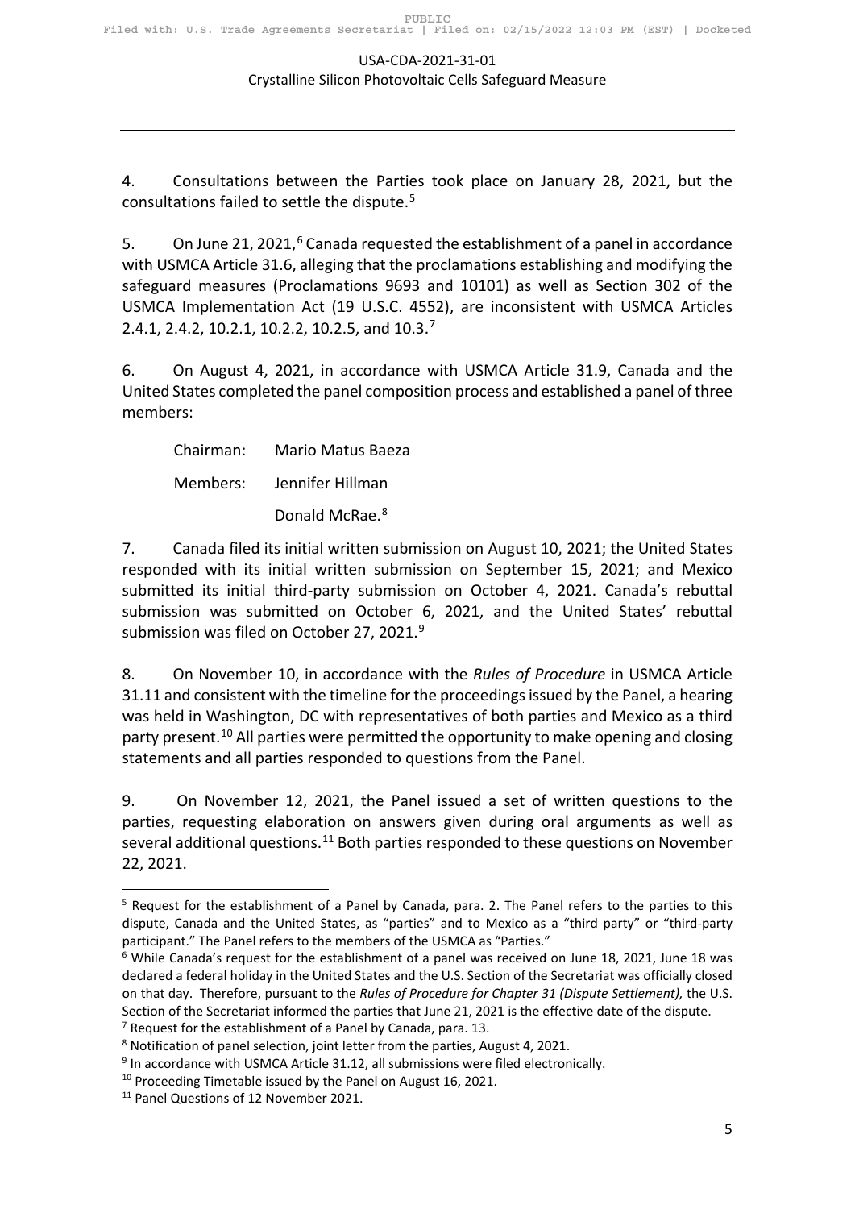4. Consultations between the Parties took place on January 28, 2021, but the consultations failed to settle the dispute.[5]

5. On June 21, 2021,[6] Canada requested the establishment of a panel in accordance with USMCA Article 31.6, alleging that the proclamations establishing and modifying the safeguard measures (Proclamations 9693 and 10101) as well as Section 302 of the USMCA Implementation Act (19 U.S.C. 4552), are inconsistent with USMCA Articles 2.4.1, 2.4.2, 10.2.1, 10.2.2, 10.2.5, and 10.3.[7]

6. On August 4, 2021, in accordance with USMCA Article 31.9, Canada and the United States completed the panel composition process and established a panel of three members:

Chairman: Mario Matus Baeza

Members: Jennifer Hillman

Donald McRae.[8]

7. Canada filed its initial written submission on August 10, 2021; the United States responded with its initial written submission on September 15, 2021; and Mexico submitted its initial third-party submission on October 4, 2021. Canada's rebuttal submission was submitted on October 6, 2021, and the United States' rebuttal submission was filed on October 27, 2021.[9]

8. On November 10, in accordance with the *Rules of Procedure* in USMCA Article 31.11 and consistent with the timeline for the proceedings issued by the Panel, a hearing was held in Washington, DC with representatives of both parties and Mexico as a third party present.[10] All parties were permitted the opportunity to make opening and closing statements and all parties responded to questions from the Panel.

9. On November 12, 2021, the Panel issued a set of written questions to the parties, requesting elaboration on answers given during oral arguments as well as several additional questions.[11] Both parties responded to these questions on November 22, 2021.

---

[5] Request for the establishment of a Panel by Canada, para. 2. The Panel refers to the parties to this dispute, Canada and the United States, as "parties" and to Mexico as a "third party" or "third-party participant." The Panel refers to the members of the USMCA as "Parties."

[6] While Canada's request for the establishment of a panel was received on June 18, 2021, June 18 was declared a federal holiday in the United States and the U.S. Section of the Secretariat was officially closed on that day. Therefore, pursuant to the *Rules of Procedure for Chapter 31 (Dispute Settlement),* the U.S. Section of the Secretariat informed the parties that June 21, 2021 is the effective date of the dispute.

[7] Request for the establishment of a Panel by Canada, para. 13.

[8] Notification of panel selection, joint letter from the parties, August 4, 2021.

[9] In accordance with USMCA Article 31.12, all submissions were filed electronically.

[10] Proceeding Timetable issued by the Panel on August 16, 2021.

[11] Panel Questions of 12 November 2021.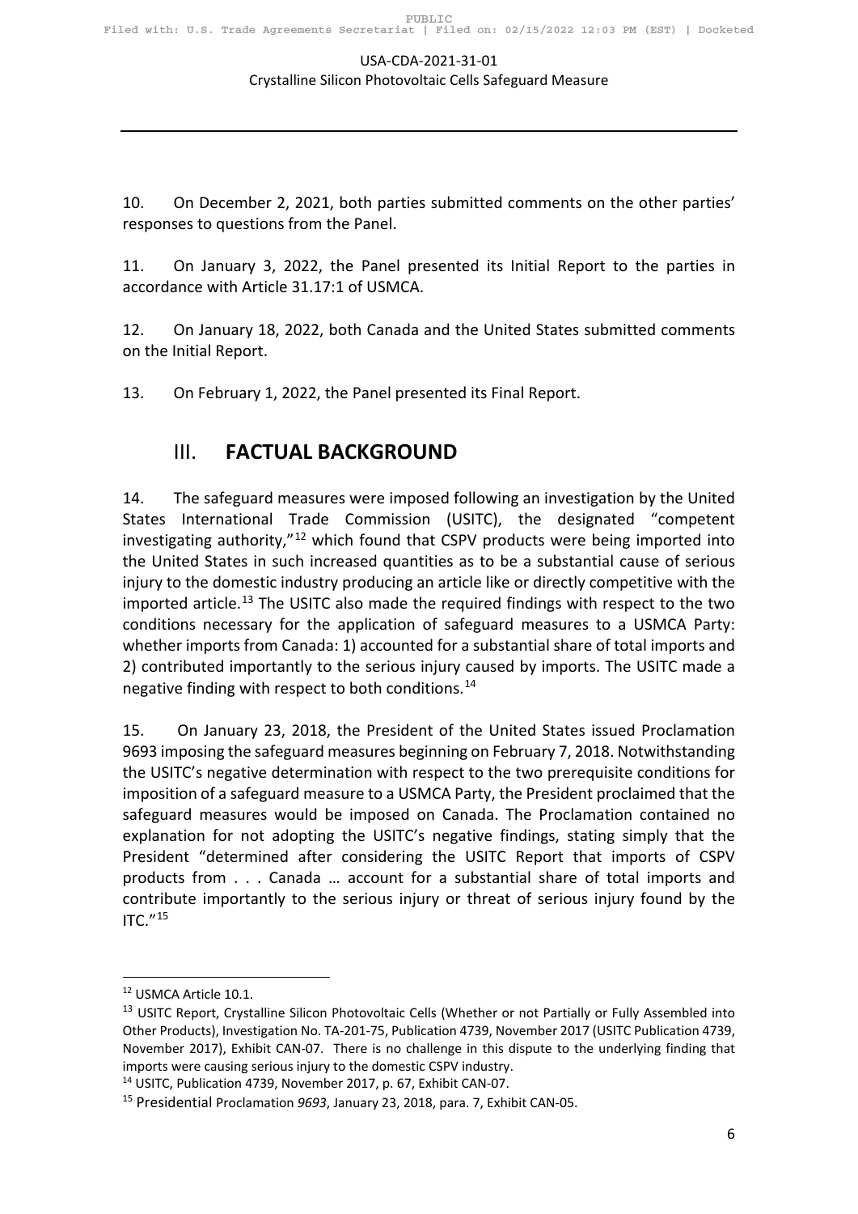10. On December 2, 2021, both parties submitted comments on the other parties' responses to questions from the Panel.

11. On January 3, 2022, the Panel presented its Initial Report to the parties in accordance with Article 31.17:1 of USMCA.

12. On January 18, 2022, both Canada and the United States submitted comments on the Initial Report.

13. On February 1, 2022, the Panel presented its Final Report.

## III. **FACTUAL BACKGROUND**

14. The safeguard measures were imposed following an investigation by the United States International Trade Commission (USITC), the designated "competent investigating authority,"[12] which found that CSPV products were being imported into the United States in such increased quantities as to be a substantial cause of serious injury to the domestic industry producing an article like or directly competitive with the imported article.[13] The USITC also made the required findings with respect to the two conditions necessary for the application of safeguard measures to a USMCA Party: whether imports from Canada: 1) accounted for a substantial share of total imports and 2) contributed importantly to the serious injury caused by imports. The USITC made a negative finding with respect to both conditions.[14]

15. On January 23, 2018, the President of the United States issued Proclamation 9693 imposing the safeguard measures beginning on February 7, 2018. Notwithstanding the USITC's negative determination with respect to the two prerequisite conditions for imposition of a safeguard measure to a USMCA Party, the President proclaimed that the safeguard measures would be imposed on Canada. The Proclamation contained no explanation for not adopting the USITC's negative findings, stating simply that the President "determined after considering the USITC Report that imports of CSPV products from . . . Canada … account for a substantial share of total imports and contribute importantly to the serious injury or threat of serious injury found by the ITC."[15]

---

[12] USMCA Article 10.1.

[13] USITC Report, Crystalline Silicon Photovoltaic Cells (Whether or not Partially or Fully Assembled into Other Products), Investigation No. TA-201-75, Publication 4739, November 2017 (USITC Publication 4739, November 2017), Exhibit CAN-07. There is no challenge in this dispute to the underlying finding that imports were causing serious injury to the domestic CSPV industry.

[14] USITC, Publication 4739, November 2017, p. 67, Exhibit CAN-07.

[15] Presidential Proclamation *9693*, January 23, 2018, para. 7, Exhibit CAN-05.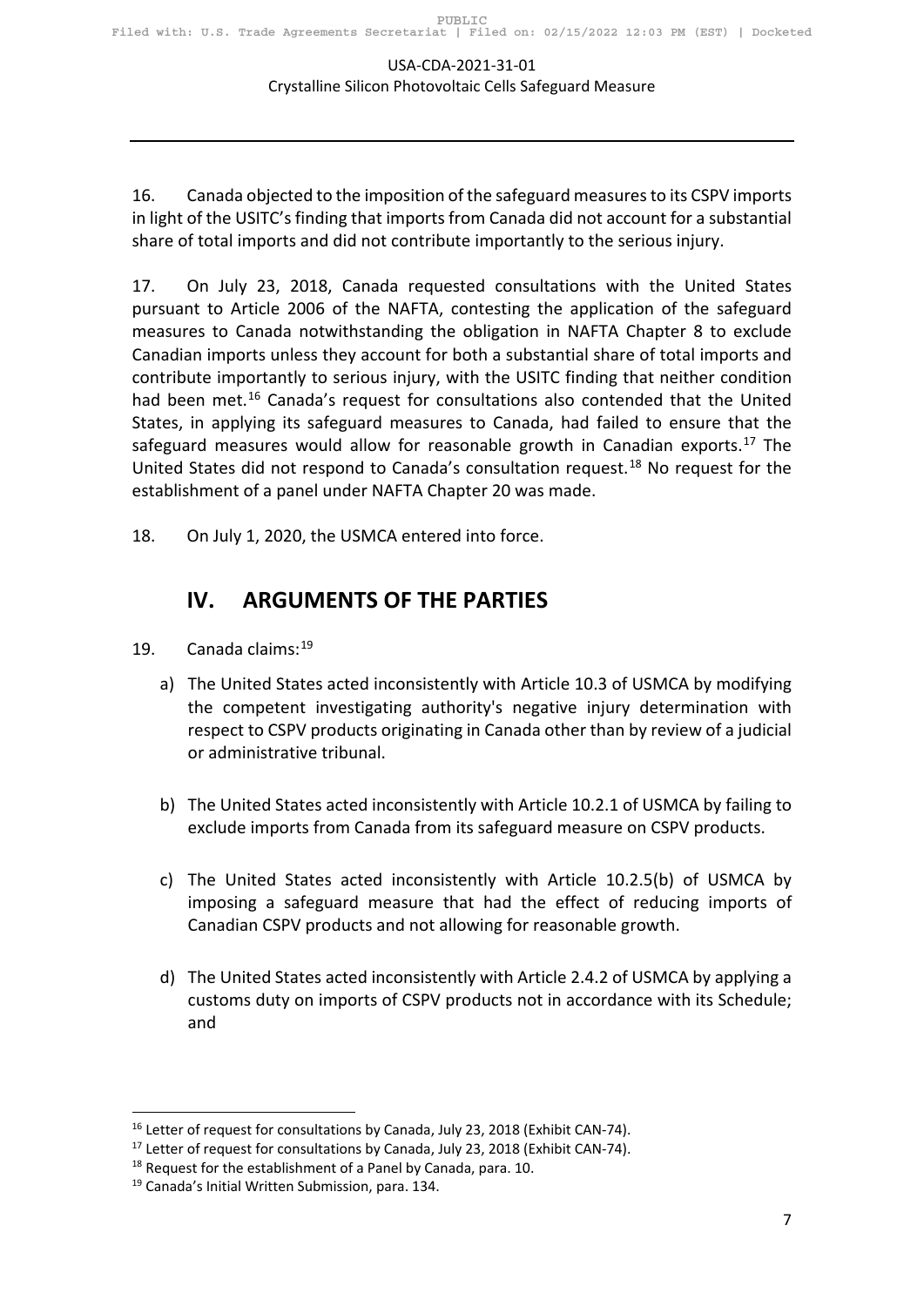16. Canada objected to the imposition of the safeguard measures to its CSPV imports in light of the USITC's finding that imports from Canada did not account for a substantial share of total imports and did not contribute importantly to the serious injury.

17. On July 23, 2018, Canada requested consultations with the United States pursuant to Article 2006 of the NAFTA, contesting the application of the safeguard measures to Canada notwithstanding the obligation in NAFTA Chapter 8 to exclude Canadian imports unless they account for both a substantial share of total imports and contribute importantly to serious injury, with the USITC finding that neither condition had been met.[16] Canada's request for consultations also contended that the United States, in applying its safeguard measures to Canada, had failed to ensure that the safeguard measures would allow for reasonable growth in Canadian exports.[17] The United States did not respond to Canada's consultation request.[18] No request for the establishment of a panel under NAFTA Chapter 20 was made.

18. On July 1, 2020, the USMCA entered into force.

## IV. ARGUMENTS OF THE PARTIES

19. Canada claims:[19]

a) The United States acted inconsistently with Article 10.3 of USMCA by modifying the competent investigating authority's negative injury determination with respect to CSPV products originating in Canada other than by review of a judicial or administrative tribunal.

b) The United States acted inconsistently with Article 10.2.1 of USMCA by failing to exclude imports from Canada from its safeguard measure on CSPV products.

c) The United States acted inconsistently with Article 10.2.5(b) of USMCA by imposing a safeguard measure that had the effect of reducing imports of Canadian CSPV products and not allowing for reasonable growth.

d) The United States acted inconsistently with Article 2.4.2 of USMCA by applying a customs duty on imports of CSPV products not in accordance with its Schedule; and

---

[16] Letter of request for consultations by Canada, July 23, 2018 (Exhibit CAN-74).

[17] Letter of request for consultations by Canada, July 23, 2018 (Exhibit CAN-74).

[18] Request for the establishment of a Panel by Canada, para. 10.

[19] Canada's Initial Written Submission, para. 134.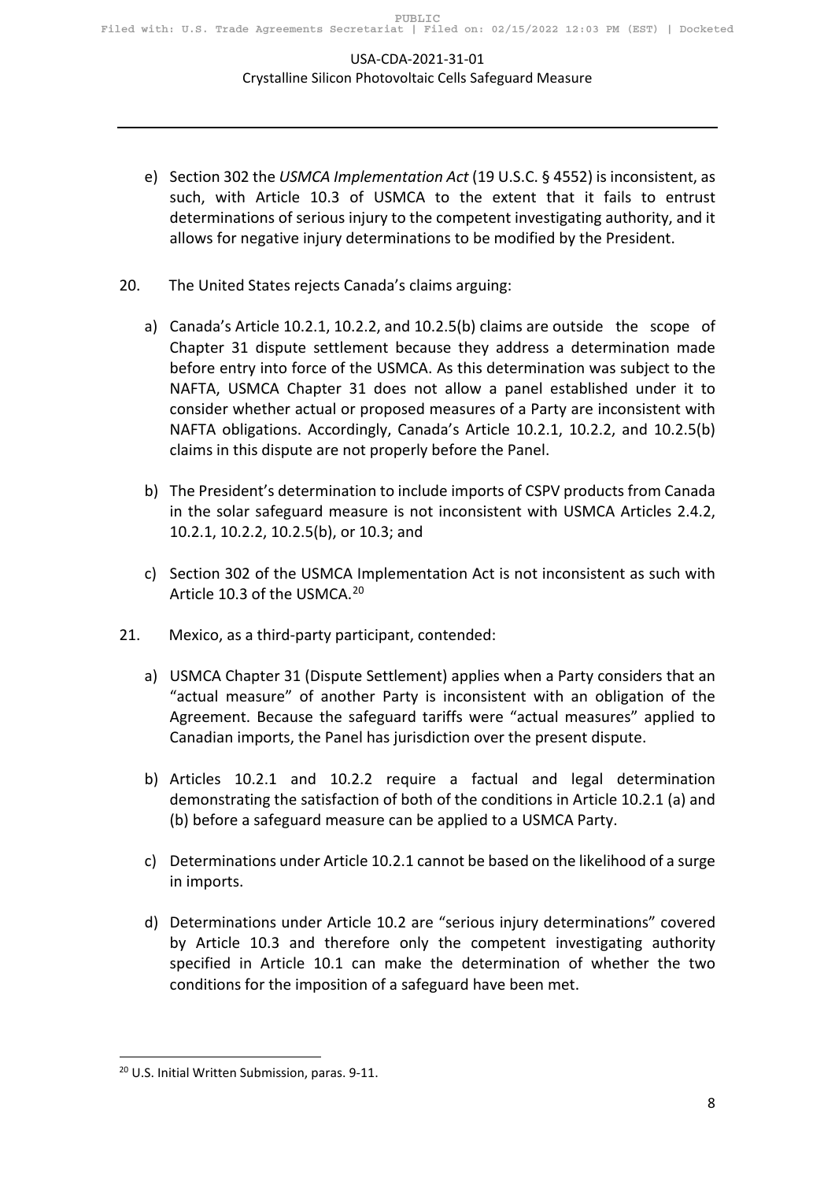e) Section 302 the *USMCA Implementation Act* (19 U.S.C. § 4552) is inconsistent, as such, with Article 10.3 of USMCA to the extent that it fails to entrust determinations of serious injury to the competent investigating authority, and it allows for negative injury determinations to be modified by the President.

20. The United States rejects Canada's claims arguing:

a) Canada's Article 10.2.1, 10.2.2, and 10.2.5(b) claims are outside the scope of Chapter 31 dispute settlement because they address a determination made before entry into force of the USMCA. As this determination was subject to the NAFTA, USMCA Chapter 31 does not allow a panel established under it to consider whether actual or proposed measures of a Party are inconsistent with NAFTA obligations. Accordingly, Canada's Article 10.2.1, 10.2.2, and 10.2.5(b) claims in this dispute are not properly before the Panel.

b) The President's determination to include imports of CSPV products from Canada in the solar safeguard measure is not inconsistent with USMCA Articles 2.4.2, 10.2.1, 10.2.2, 10.2.5(b), or 10.3; and

c) Section 302 of the USMCA Implementation Act is not inconsistent as such with Article 10.3 of the USMCA.[20]

21. Mexico, as a third-party participant, contended:

a) USMCA Chapter 31 (Dispute Settlement) applies when a Party considers that an "actual measure" of another Party is inconsistent with an obligation of the Agreement. Because the safeguard tariffs were "actual measures" applied to Canadian imports, the Panel has jurisdiction over the present dispute.

b) Articles 10.2.1 and 10.2.2 require a factual and legal determination demonstrating the satisfaction of both of the conditions in Article 10.2.1 (a) and (b) before a safeguard measure can be applied to a USMCA Party.

c) Determinations under Article 10.2.1 cannot be based on the likelihood of a surge in imports.

d) Determinations under Article 10.2 are "serious injury determinations" covered by Article 10.3 and therefore only the competent investigating authority specified in Article 10.1 can make the determination of whether the two conditions for the imposition of a safeguard have been met.

---

[20] U.S. Initial Written Submission, paras. 9-11.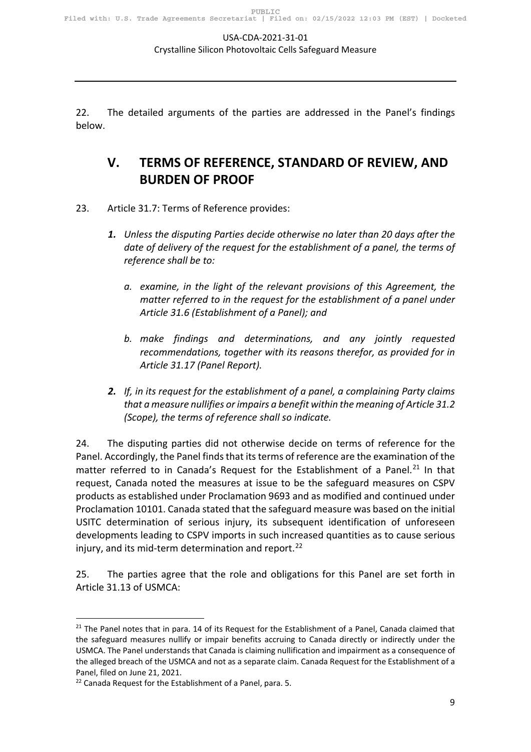22. The detailed arguments of the parties are addressed in the Panel's findings below.

## V. TERMS OF REFERENCE, STANDARD OF REVIEW, AND BURDEN OF PROOF

23. Article 31.7: Terms of Reference provides:

> ***1.*** *Unless the disputing Parties decide otherwise no later than 20 days after the date of delivery of the request for the establishment of a panel, the terms of reference shall be to:*
>
> *a. examine, in the light of the relevant provisions of this Agreement, the matter referred to in the request for the establishment of a panel under Article 31.6 (Establishment of a Panel); and*
>
> *b. make findings and determinations, and any jointly requested recommendations, together with its reasons therefor, as provided for in Article 31.17 (Panel Report).*
>
> ***2.*** *If, in its request for the establishment of a panel, a complaining Party claims that a measure nullifies or impairs a benefit within the meaning of Article 31.2 (Scope), the terms of reference shall so indicate.*

24. The disputing parties did not otherwise decide on terms of reference for the Panel. Accordingly, the Panel finds that its terms of reference are the examination of the matter referred to in Canada's Request for the Establishment of a Panel.[21] In that request, Canada noted the measures at issue to be the safeguard measures on CSPV products as established under Proclamation 9693 and as modified and continued under Proclamation 10101. Canada stated that the safeguard measure was based on the initial USITC determination of serious injury, its subsequent identification of unforeseen developments leading to CSPV imports in such increased quantities as to cause serious injury, and its mid-term determination and report.[22]

25. The parties agree that the role and obligations for this Panel are set forth in Article 31.13 of USMCA:

---

[21] The Panel notes that in para. 14 of its Request for the Establishment of a Panel, Canada claimed that the safeguard measures nullify or impair benefits accruing to Canada directly or indirectly under the USMCA. The Panel understands that Canada is claiming nullification and impairment as a consequence of the alleged breach of the USMCA and not as a separate claim. Canada Request for the Establishment of a Panel, filed on June 21, 2021.

[22] Canada Request for the Establishment of a Panel, para. 5.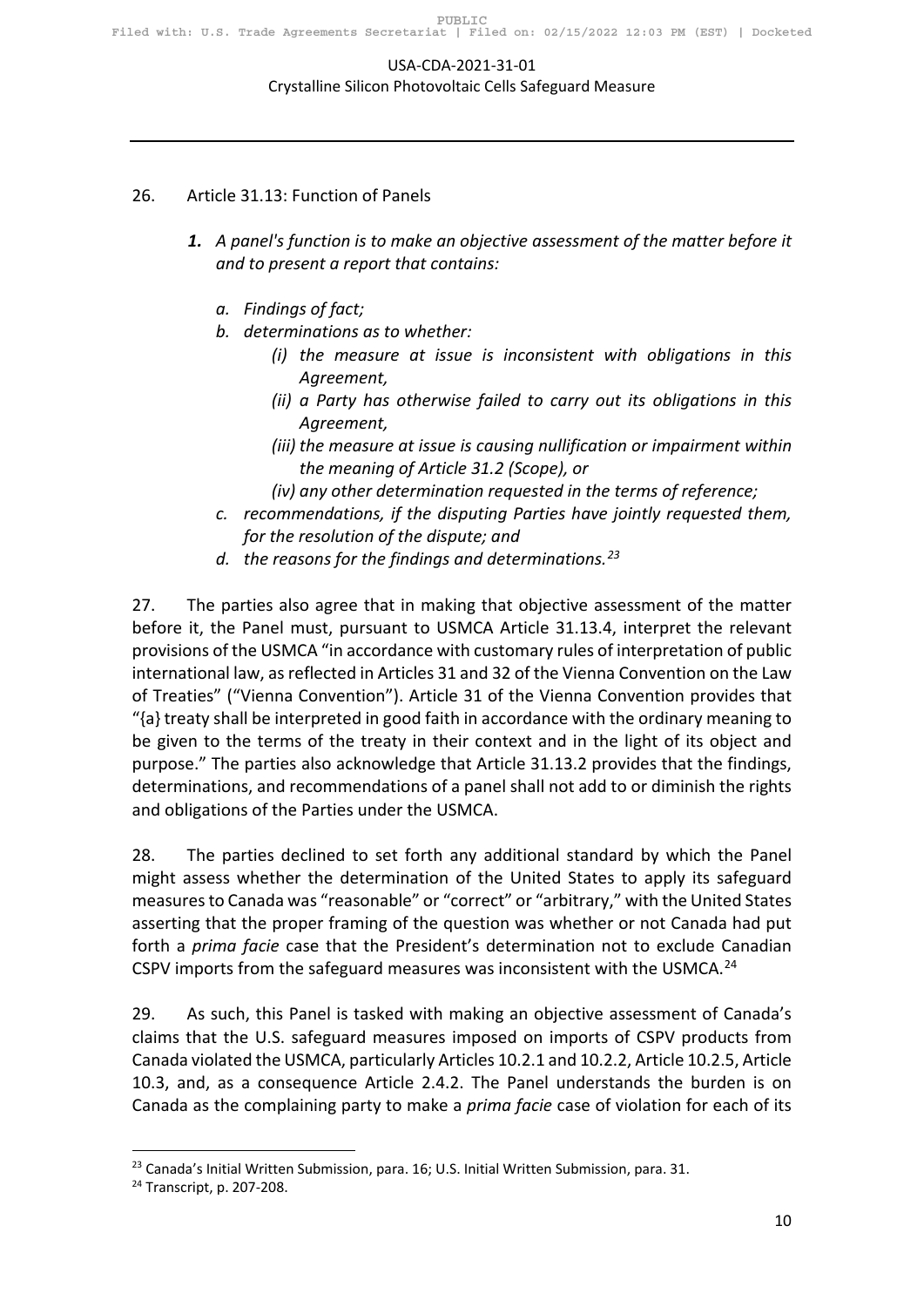26. Article 31.13: Function of Panels

> ***1.*** *A panel's function is to make an objective assessment of the matter before it and to present a report that contains:*
>
> *a. Findings of fact;*
>
> *b. determinations as to whether:*
>
> *(i) the measure at issue is inconsistent with obligations in this Agreement,*
>
> *(ii) a Party has otherwise failed to carry out its obligations in this Agreement,*
>
> *(iii) the measure at issue is causing nullification or impairment within the meaning of Article 31.2 (Scope), or*
>
> *(iv) any other determination requested in the terms of reference;*
>
> *c. recommendations, if the disputing Parties have jointly requested them, for the resolution of the dispute; and*
>
> *d. the reasons for the findings and determinations.*[23]

27. The parties also agree that in making that objective assessment of the matter before it, the Panel must, pursuant to USMCA Article 31.13.4, interpret the relevant provisions of the USMCA "in accordance with customary rules of interpretation of public international law, as reflected in Articles 31 and 32 of the Vienna Convention on the Law of Treaties" ("Vienna Convention"). Article 31 of the Vienna Convention provides that "{a} treaty shall be interpreted in good faith in accordance with the ordinary meaning to be given to the terms of the treaty in their context and in the light of its object and purpose." The parties also acknowledge that Article 31.13.2 provides that the findings, determinations, and recommendations of a panel shall not add to or diminish the rights and obligations of the Parties under the USMCA.

28. The parties declined to set forth any additional standard by which the Panel might assess whether the determination of the United States to apply its safeguard measures to Canada was "reasonable" or "correct" or "arbitrary," with the United States asserting that the proper framing of the question was whether or not Canada had put forth a *prima facie* case that the President's determination not to exclude Canadian CSPV imports from the safeguard measures was inconsistent with the USMCA.[24]

29. As such, this Panel is tasked with making an objective assessment of Canada's claims that the U.S. safeguard measures imposed on imports of CSPV products from Canada violated the USMCA, particularly Articles 10.2.1 and 10.2.2, Article 10.2.5, Article 10.3, and, as a consequence Article 2.4.2. The Panel understands the burden is on Canada as the complaining party to make a *prima facie* case of violation for each of its

---

[23] Canada's Initial Written Submission, para. 16; U.S. Initial Written Submission, para. 31.

[24] Transcript, p. 207-208.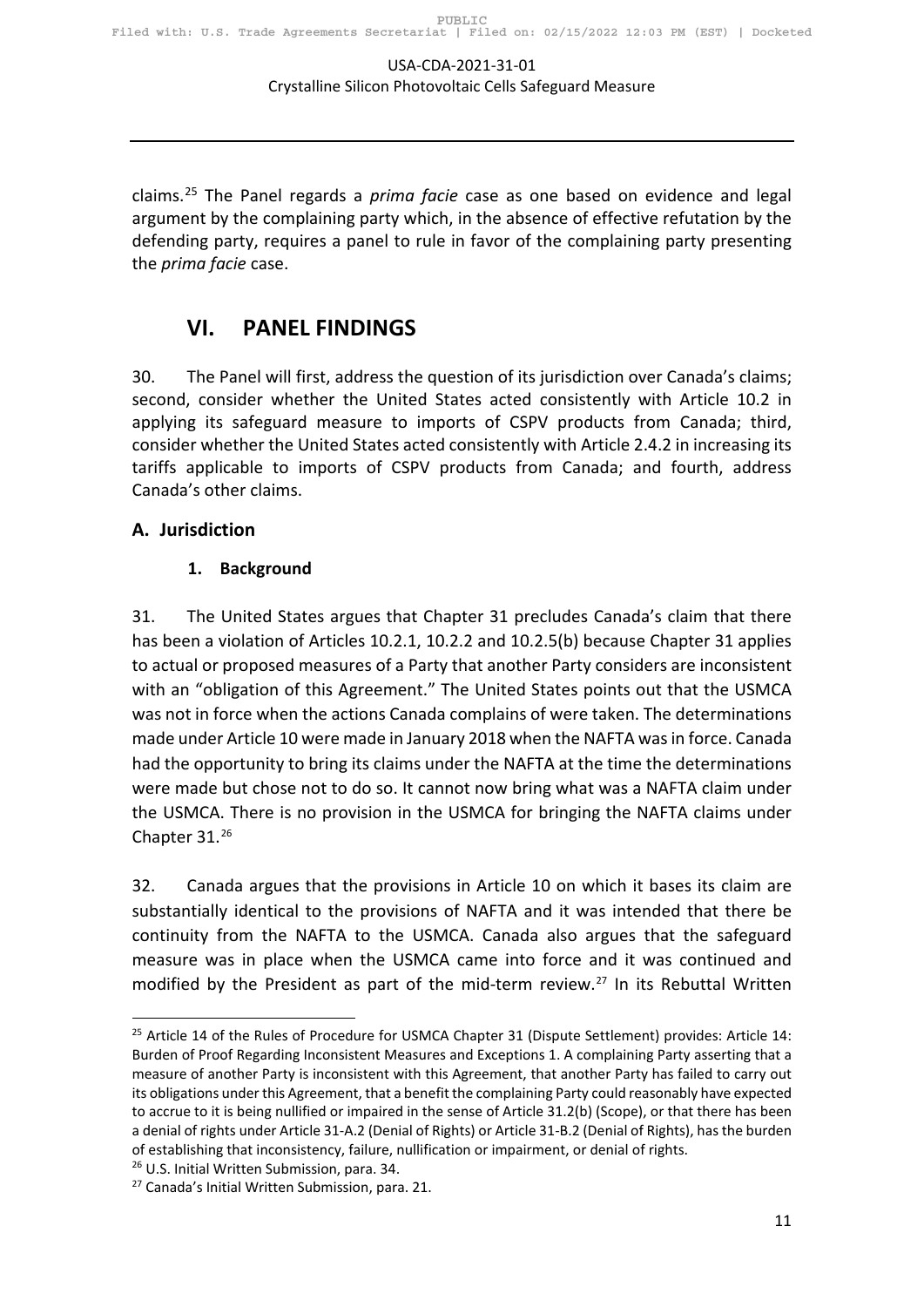claims.[25] The Panel regards a *prima facie* case as one based on evidence and legal argument by the complaining party which, in the absence of effective refutation by the defending party, requires a panel to rule in favor of the complaining party presenting the *prima facie* case.

# VI. PANEL FINDINGS

30. The Panel will first, address the question of its jurisdiction over Canada's claims; second, consider whether the United States acted consistently with Article 10.2 in applying its safeguard measure to imports of CSPV products from Canada; third, consider whether the United States acted consistently with Article 2.4.2 in increasing its tariffs applicable to imports of CSPV products from Canada; and fourth, address Canada's other claims.

## A. Jurisdiction

### 1. Background

31. The United States argues that Chapter 31 precludes Canada's claim that there has been a violation of Articles 10.2.1, 10.2.2 and 10.2.5(b) because Chapter 31 applies to actual or proposed measures of a Party that another Party considers are inconsistent with an "obligation of this Agreement." The United States points out that the USMCA was not in force when the actions Canada complains of were taken. The determinations made under Article 10 were made in January 2018 when the NAFTA was in force. Canada had the opportunity to bring its claims under the NAFTA at the time the determinations were made but chose not to do so. It cannot now bring what was a NAFTA claim under the USMCA. There is no provision in the USMCA for bringing the NAFTA claims under Chapter 31.[26]

32. Canada argues that the provisions in Article 10 on which it bases its claim are substantially identical to the provisions of NAFTA and it was intended that there be continuity from the NAFTA to the USMCA. Canada also argues that the safeguard measure was in place when the USMCA came into force and it was continued and modified by the President as part of the mid-term review.[27] In its Rebuttal Written

---

[25] Article 14 of the Rules of Procedure for USMCA Chapter 31 (Dispute Settlement) provides: Article 14: Burden of Proof Regarding Inconsistent Measures and Exceptions 1. A complaining Party asserting that a measure of another Party is inconsistent with this Agreement, that another Party has failed to carry out its obligations under this Agreement, that a benefit the complaining Party could reasonably have expected to accrue to it is being nullified or impaired in the sense of Article 31.2(b) (Scope), or that there has been a denial of rights under Article 31-A.2 (Denial of Rights) or Article 31-B.2 (Denial of Rights), has the burden of establishing that inconsistency, failure, nullification or impairment, or denial of rights.

[26] U.S. Initial Written Submission, para. 34.

[27] Canada's Initial Written Submission, para. 21.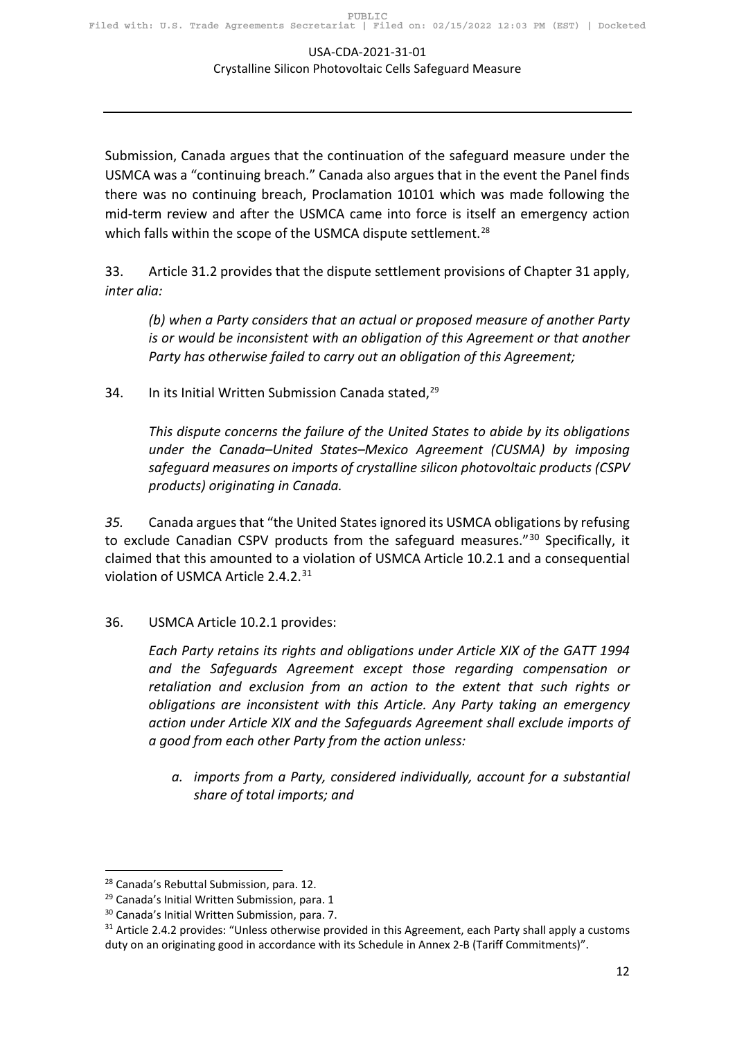Submission, Canada argues that the continuation of the safeguard measure under the USMCA was a "continuing breach." Canada also argues that in the event the Panel finds there was no continuing breach, Proclamation 10101 which was made following the mid-term review and after the USMCA came into force is itself an emergency action which falls within the scope of the USMCA dispute settlement.[28]

33. Article 31.2 provides that the dispute settlement provisions of Chapter 31 apply, *inter alia:*

> *(b) when a Party considers that an actual or proposed measure of another Party is or would be inconsistent with an obligation of this Agreement or that another Party has otherwise failed to carry out an obligation of this Agreement;*

34. In its Initial Written Submission Canada stated,[29]

> *This dispute concerns the failure of the United States to abide by its obligations under the Canada–United States–Mexico Agreement (CUSMA) by imposing safeguard measures on imports of crystalline silicon photovoltaic products (CSPV products) originating in Canada.*

*35.* Canada argues that "the United States ignored its USMCA obligations by refusing to exclude Canadian CSPV products from the safeguard measures."[30] Specifically, it claimed that this amounted to a violation of USMCA Article 10.2.1 and a consequential violation of USMCA Article 2.4.2.[31]

36. USMCA Article 10.2.1 provides:

> *Each Party retains its rights and obligations under Article XIX of the GATT 1994 and the Safeguards Agreement except those regarding compensation or retaliation and exclusion from an action to the extent that such rights or obligations are inconsistent with this Article. Any Party taking an emergency action under Article XIX and the Safeguards Agreement shall exclude imports of a good from each other Party from the action unless:*
>
> *a. imports from a Party, considered individually, account for a substantial share of total imports; and*

---

[28] Canada's Rebuttal Submission, para. 12.

[29] Canada's Initial Written Submission, para. 1

[30] Canada's Initial Written Submission, para. 7.

[31] Article 2.4.2 provides: "Unless otherwise provided in this Agreement, each Party shall apply a customs duty on an originating good in accordance with its Schedule in Annex 2-B (Tariff Commitments)".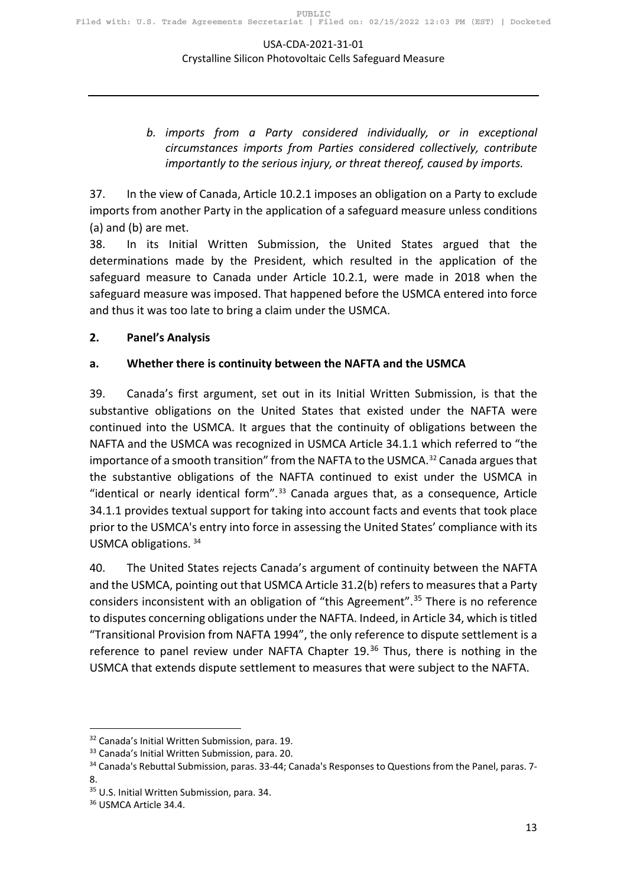*b. imports from a Party considered individually, or in exceptional circumstances imports from Parties considered collectively, contribute importantly to the serious injury, or threat thereof, caused by imports.*

37. In the view of Canada, Article 10.2.1 imposes an obligation on a Party to exclude imports from another Party in the application of a safeguard measure unless conditions (a) and (b) are met.

38. In its Initial Written Submission, the United States argued that the determinations made by the President, which resulted in the application of the safeguard measure to Canada under Article 10.2.1, were made in 2018 when the safeguard measure was imposed. That happened before the USMCA entered into force and thus it was too late to bring a claim under the USMCA.

### 2. Panel's Analysis

#### a. Whether there is continuity between the NAFTA and the USMCA

39. Canada's first argument, set out in its Initial Written Submission, is that the substantive obligations on the United States that existed under the NAFTA were continued into the USMCA. It argues that the continuity of obligations between the NAFTA and the USMCA was recognized in USMCA Article 34.1.1 which referred to "the importance of a smooth transition" from the NAFTA to the USMCA.[32] Canada argues that the substantive obligations of the NAFTA continued to exist under the USMCA in "identical or nearly identical form".[33] Canada argues that, as a consequence, Article 34.1.1 provides textual support for taking into account facts and events that took place prior to the USMCA's entry into force in assessing the United States' compliance with its USMCA obligations. [34]

40. The United States rejects Canada's argument of continuity between the NAFTA and the USMCA, pointing out that USMCA Article 31.2(b) refers to measures that a Party considers inconsistent with an obligation of "this Agreement".[35] There is no reference to disputes concerning obligations under the NAFTA. Indeed, in Article 34, which is titled "Transitional Provision from NAFTA 1994", the only reference to dispute settlement is a reference to panel review under NAFTA Chapter 19.[36] Thus, there is nothing in the USMCA that extends dispute settlement to measures that were subject to the NAFTA.

---

[32] Canada's Initial Written Submission, para. 19.

[33] Canada's Initial Written Submission, para. 20.

[34] Canada's Rebuttal Submission, paras. 33-44; Canada's Responses to Questions from the Panel, paras. 7-8.

[35] U.S. Initial Written Submission, para. 34.

[36] USMCA Article 34.4.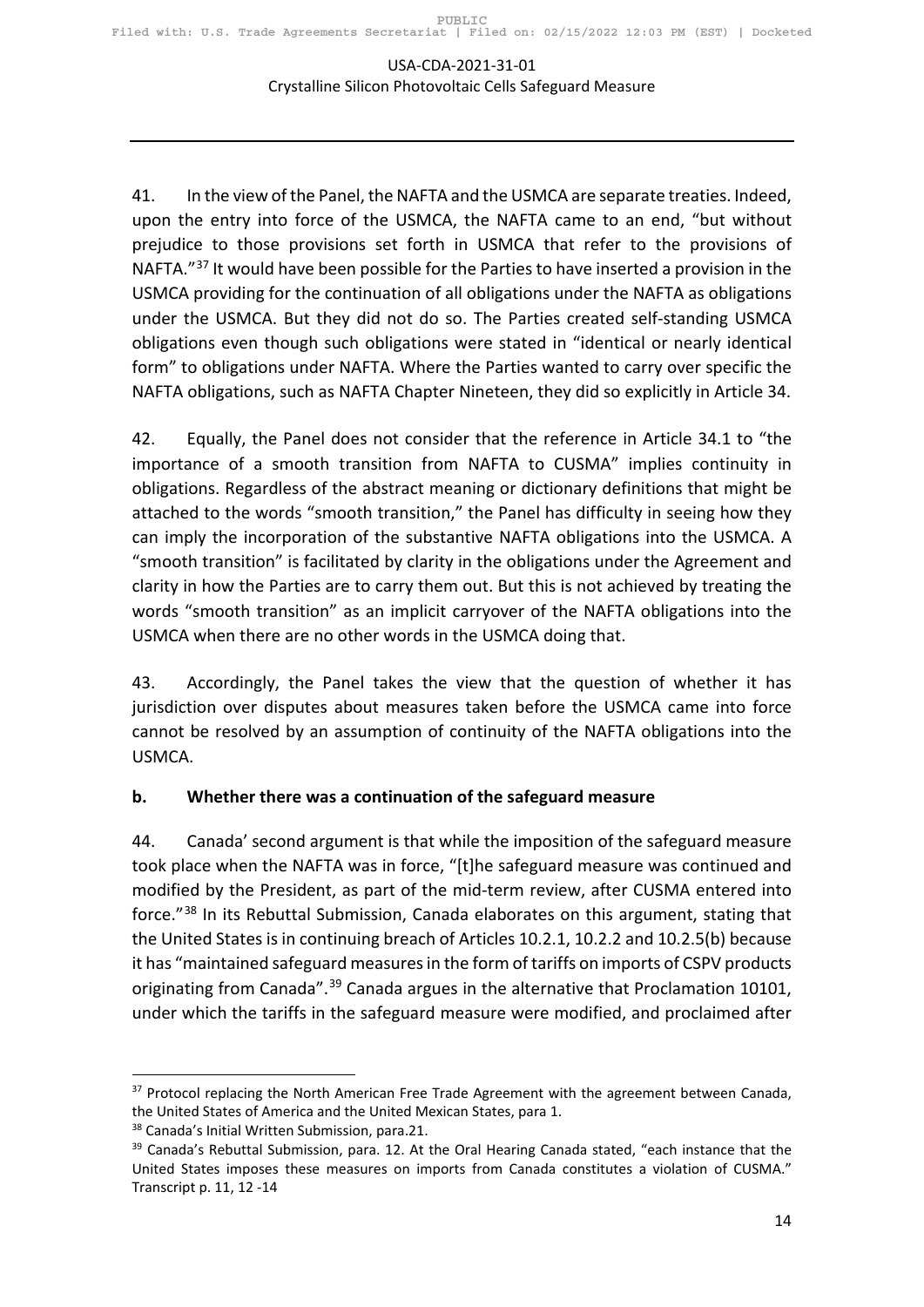41. In the view of the Panel, the NAFTA and the USMCA are separate treaties. Indeed, upon the entry into force of the USMCA, the NAFTA came to an end, "but without prejudice to those provisions set forth in USMCA that refer to the provisions of NAFTA."[37] It would have been possible for the Parties to have inserted a provision in the USMCA providing for the continuation of all obligations under the NAFTA as obligations under the USMCA. But they did not do so. The Parties created self-standing USMCA obligations even though such obligations were stated in "identical or nearly identical form" to obligations under NAFTA. Where the Parties wanted to carry over specific the NAFTA obligations, such as NAFTA Chapter Nineteen, they did so explicitly in Article 34.

42. Equally, the Panel does not consider that the reference in Article 34.1 to "the importance of a smooth transition from NAFTA to CUSMA" implies continuity in obligations. Regardless of the abstract meaning or dictionary definitions that might be attached to the words "smooth transition," the Panel has difficulty in seeing how they can imply the incorporation of the substantive NAFTA obligations into the USMCA. A "smooth transition" is facilitated by clarity in the obligations under the Agreement and clarity in how the Parties are to carry them out. But this is not achieved by treating the words "smooth transition" as an implicit carryover of the NAFTA obligations into the USMCA when there are no other words in the USMCA doing that.

43. Accordingly, the Panel takes the view that the question of whether it has jurisdiction over disputes about measures taken before the USMCA came into force cannot be resolved by an assumption of continuity of the NAFTA obligations into the USMCA.

### b. Whether there was a continuation of the safeguard measure

44. Canada' second argument is that while the imposition of the safeguard measure took place when the NAFTA was in force, "[t]he safeguard measure was continued and modified by the President, as part of the mid-term review, after CUSMA entered into force."[38] In its Rebuttal Submission, Canada elaborates on this argument, stating that the United States is in continuing breach of Articles 10.2.1, 10.2.2 and 10.2.5(b) because it has "maintained safeguard measures in the form of tariffs on imports of CSPV products originating from Canada".[39] Canada argues in the alternative that Proclamation 10101, under which the tariffs in the safeguard measure were modified, and proclaimed after

---

[37] Protocol replacing the North American Free Trade Agreement with the agreement between Canada, the United States of America and the United Mexican States, para 1.

[38] Canada's Initial Written Submission, para.21.

[39] Canada's Rebuttal Submission, para. 12. At the Oral Hearing Canada stated, "each instance that the United States imposes these measures on imports from Canada constitutes a violation of CUSMA." Transcript p. 11, 12 -14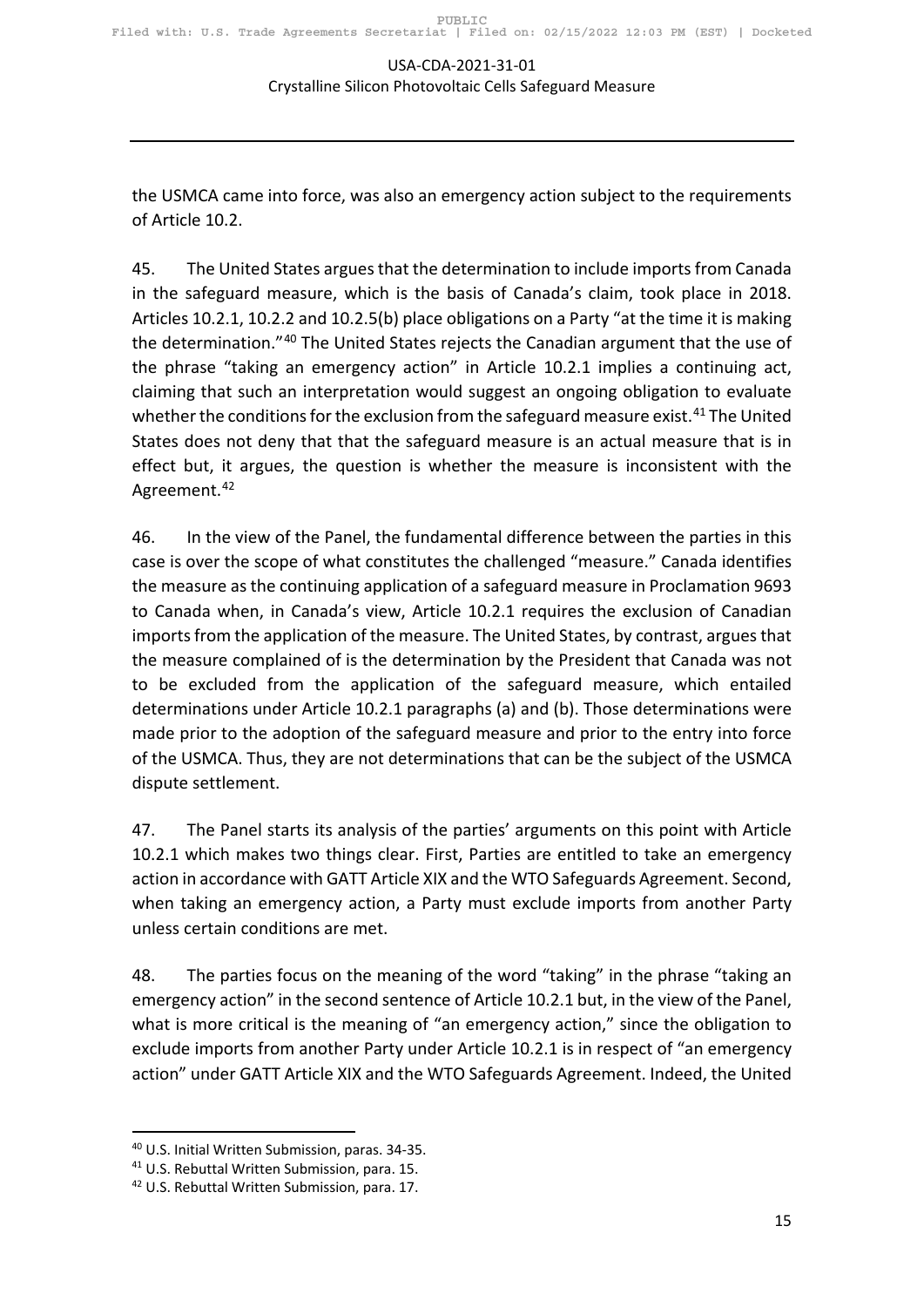the USMCA came into force, was also an emergency action subject to the requirements of Article 10.2.

45. The United States argues that the determination to include imports from Canada in the safeguard measure, which is the basis of Canada's claim, took place in 2018. Articles 10.2.1, 10.2.2 and 10.2.5(b) place obligations on a Party "at the time it is making the determination."[40] The United States rejects the Canadian argument that the use of the phrase "taking an emergency action" in Article 10.2.1 implies a continuing act, claiming that such an interpretation would suggest an ongoing obligation to evaluate whether the conditions for the exclusion from the safeguard measure exist.[41] The United States does not deny that that the safeguard measure is an actual measure that is in effect but, it argues, the question is whether the measure is inconsistent with the Agreement.[42]

46. In the view of the Panel, the fundamental difference between the parties in this case is over the scope of what constitutes the challenged "measure." Canada identifies the measure as the continuing application of a safeguard measure in Proclamation 9693 to Canada when, in Canada's view, Article 10.2.1 requires the exclusion of Canadian imports from the application of the measure. The United States, by contrast, argues that the measure complained of is the determination by the President that Canada was not to be excluded from the application of the safeguard measure, which entailed determinations under Article 10.2.1 paragraphs (a) and (b). Those determinations were made prior to the adoption of the safeguard measure and prior to the entry into force of the USMCA. Thus, they are not determinations that can be the subject of the USMCA dispute settlement.

47. The Panel starts its analysis of the parties' arguments on this point with Article 10.2.1 which makes two things clear. First, Parties are entitled to take an emergency action in accordance with GATT Article XIX and the WTO Safeguards Agreement. Second, when taking an emergency action, a Party must exclude imports from another Party unless certain conditions are met.

48. The parties focus on the meaning of the word "taking" in the phrase "taking an emergency action" in the second sentence of Article 10.2.1 but, in the view of the Panel, what is more critical is the meaning of "an emergency action," since the obligation to exclude imports from another Party under Article 10.2.1 is in respect of "an emergency action" under GATT Article XIX and the WTO Safeguards Agreement. Indeed, the United

---

[40] U.S. Initial Written Submission, paras. 34-35.

[41] U.S. Rebuttal Written Submission, para. 15.

[42] U.S. Rebuttal Written Submission, para. 17.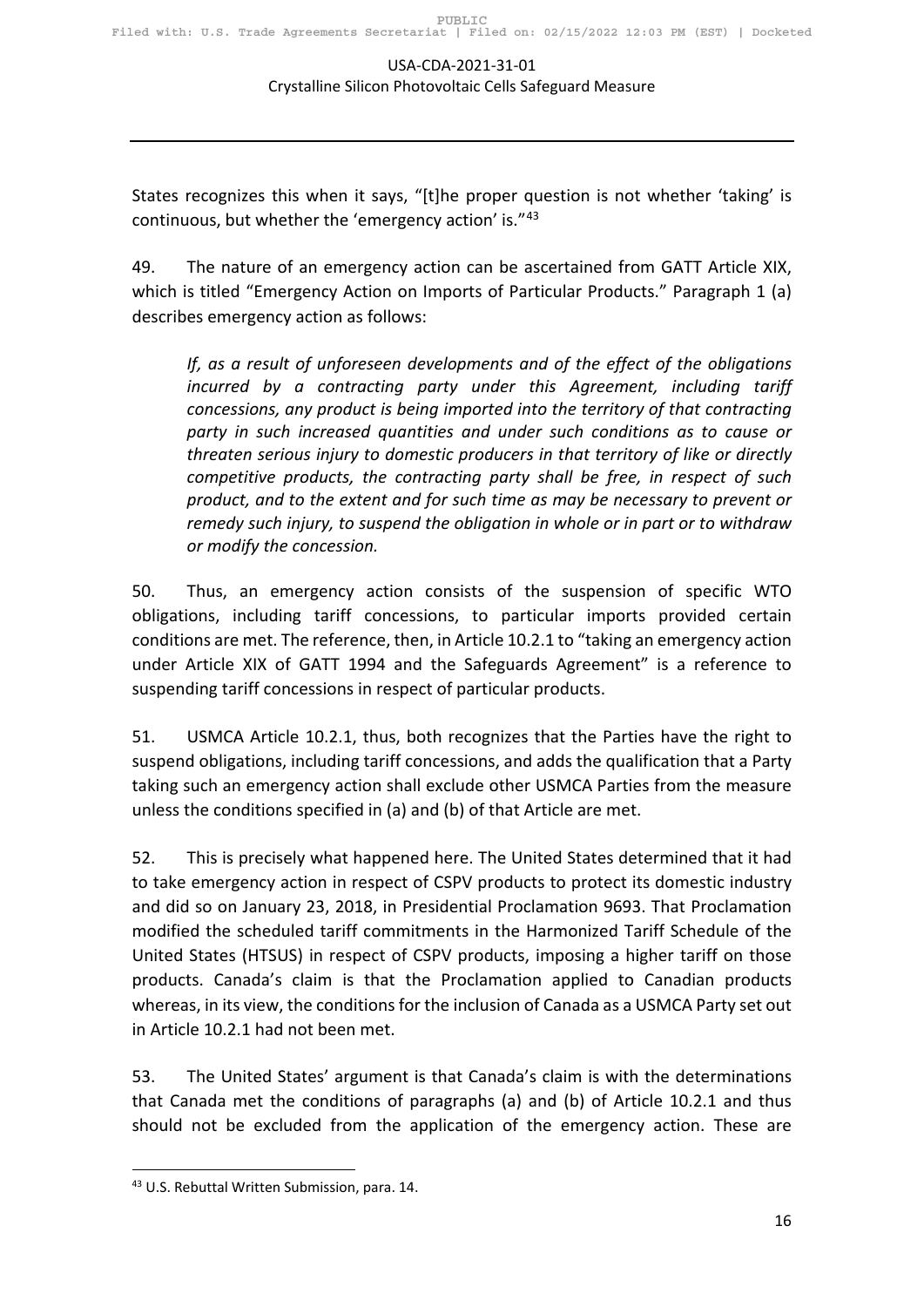States recognizes this when it says, "[t]he proper question is not whether 'taking' is continuous, but whether the 'emergency action' is."[43]

49. The nature of an emergency action can be ascertained from GATT Article XIX, which is titled "Emergency Action on Imports of Particular Products." Paragraph 1 (a) describes emergency action as follows:

> *If, as a result of unforeseen developments and of the effect of the obligations incurred by a contracting party under this Agreement, including tariff concessions, any product is being imported into the territory of that contracting party in such increased quantities and under such conditions as to cause or threaten serious injury to domestic producers in that territory of like or directly competitive products, the contracting party shall be free, in respect of such product, and to the extent and for such time as may be necessary to prevent or remedy such injury, to suspend the obligation in whole or in part or to withdraw or modify the concession.*

50. Thus, an emergency action consists of the suspension of specific WTO obligations, including tariff concessions, to particular imports provided certain conditions are met. The reference, then, in Article 10.2.1 to "taking an emergency action under Article XIX of GATT 1994 and the Safeguards Agreement" is a reference to suspending tariff concessions in respect of particular products.

51. USMCA Article 10.2.1, thus, both recognizes that the Parties have the right to suspend obligations, including tariff concessions, and adds the qualification that a Party taking such an emergency action shall exclude other USMCA Parties from the measure unless the conditions specified in (a) and (b) of that Article are met.

52. This is precisely what happened here. The United States determined that it had to take emergency action in respect of CSPV products to protect its domestic industry and did so on January 23, 2018, in Presidential Proclamation 9693. That Proclamation modified the scheduled tariff commitments in the Harmonized Tariff Schedule of the United States (HTSUS) in respect of CSPV products, imposing a higher tariff on those products. Canada's claim is that the Proclamation applied to Canadian products whereas, in its view, the conditions for the inclusion of Canada as a USMCA Party set out in Article 10.2.1 had not been met.

53. The United States' argument is that Canada's claim is with the determinations that Canada met the conditions of paragraphs (a) and (b) of Article 10.2.1 and thus should not be excluded from the application of the emergency action. These are

[43] U.S. Rebuttal Written Submission, para. 14.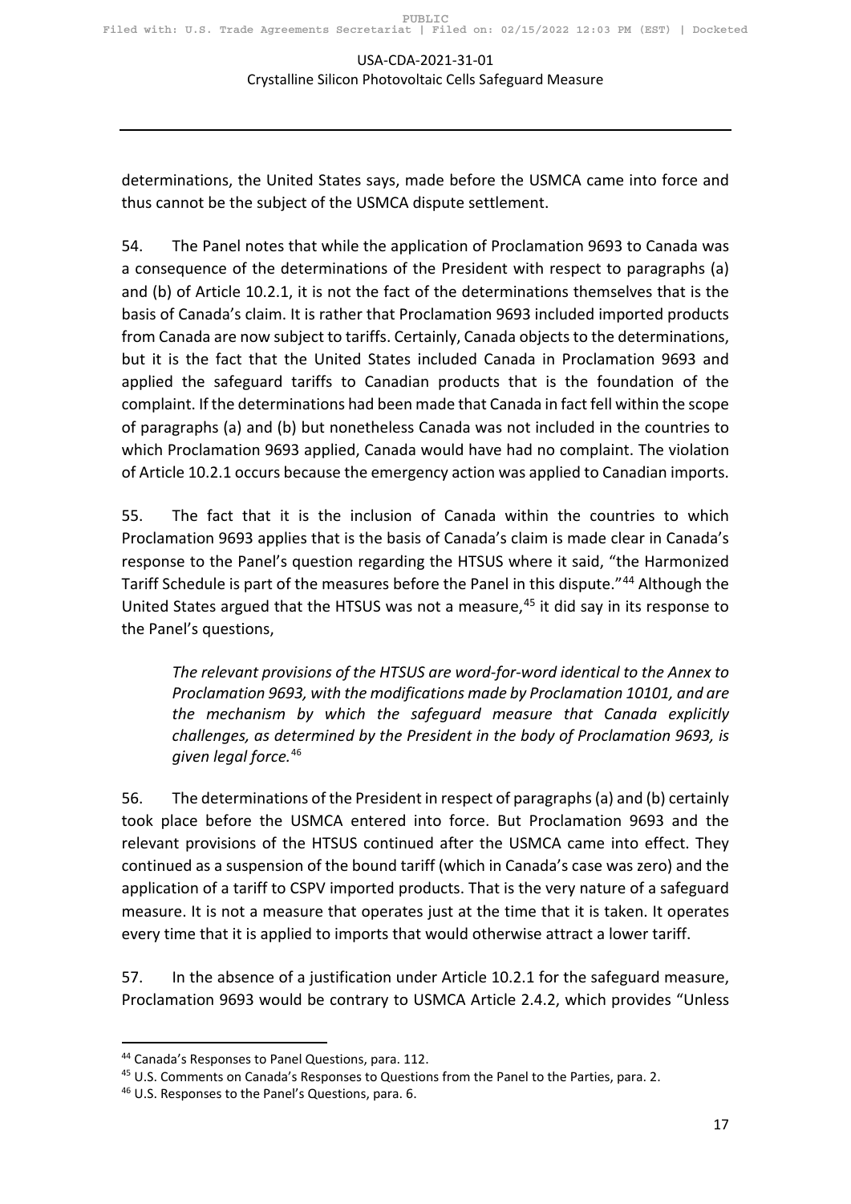determinations, the United States says, made before the USMCA came into force and thus cannot be the subject of the USMCA dispute settlement.

54. The Panel notes that while the application of Proclamation 9693 to Canada was a consequence of the determinations of the President with respect to paragraphs (a) and (b) of Article 10.2.1, it is not the fact of the determinations themselves that is the basis of Canada's claim. It is rather that Proclamation 9693 included imported products from Canada are now subject to tariffs. Certainly, Canada objects to the determinations, but it is the fact that the United States included Canada in Proclamation 9693 and applied the safeguard tariffs to Canadian products that is the foundation of the complaint. If the determinations had been made that Canada in fact fell within the scope of paragraphs (a) and (b) but nonetheless Canada was not included in the countries to which Proclamation 9693 applied, Canada would have had no complaint. The violation of Article 10.2.1 occurs because the emergency action was applied to Canadian imports.

55. The fact that it is the inclusion of Canada within the countries to which Proclamation 9693 applies that is the basis of Canada's claim is made clear in Canada's response to the Panel's question regarding the HTSUS where it said, "the Harmonized Tariff Schedule is part of the measures before the Panel in this dispute."[44] Although the United States argued that the HTSUS was not a measure,[45] it did say in its response to the Panel's questions,

> *The relevant provisions of the HTSUS are word-for-word identical to the Annex to Proclamation 9693, with the modifications made by Proclamation 10101, and are the mechanism by which the safeguard measure that Canada explicitly challenges, as determined by the President in the body of Proclamation 9693, is given legal force.*[46]

56. The determinations of the President in respect of paragraphs (a) and (b) certainly took place before the USMCA entered into force. But Proclamation 9693 and the relevant provisions of the HTSUS continued after the USMCA came into effect. They continued as a suspension of the bound tariff (which in Canada's case was zero) and the application of a tariff to CSPV imported products. That is the very nature of a safeguard measure. It is not a measure that operates just at the time that it is taken. It operates every time that it is applied to imports that would otherwise attract a lower tariff.

57. In the absence of a justification under Article 10.2.1 for the safeguard measure, Proclamation 9693 would be contrary to USMCA Article 2.4.2, which provides "Unless

---

[44] Canada's Responses to Panel Questions, para. 112.

[45] U.S. Comments on Canada's Responses to Questions from the Panel to the Parties, para. 2.

[46] U.S. Responses to the Panel's Questions, para. 6.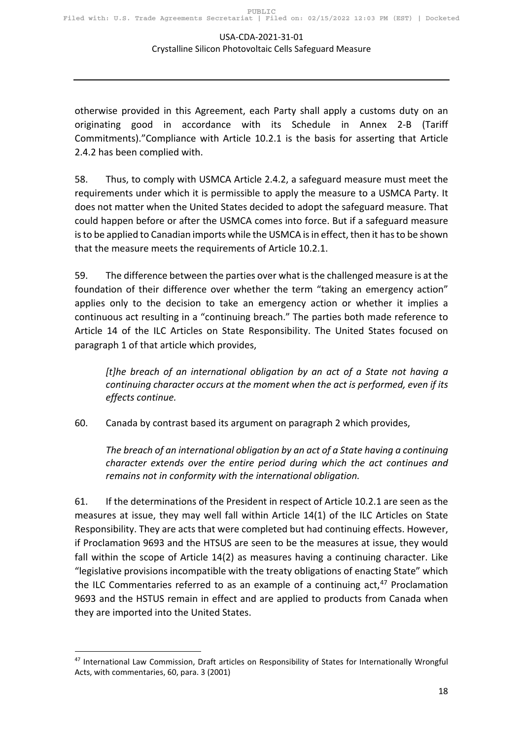otherwise provided in this Agreement, each Party shall apply a customs duty on an originating good in accordance with its Schedule in Annex 2-B (Tariff Commitments)."Compliance with Article 10.2.1 is the basis for asserting that Article 2.4.2 has been complied with.

58. Thus, to comply with USMCA Article 2.4.2, a safeguard measure must meet the requirements under which it is permissible to apply the measure to a USMCA Party. It does not matter when the United States decided to adopt the safeguard measure. That could happen before or after the USMCA comes into force. But if a safeguard measure is to be applied to Canadian imports while the USMCA is in effect, then it has to be shown that the measure meets the requirements of Article 10.2.1.

59. The difference between the parties over what is the challenged measure is at the foundation of their difference over whether the term "taking an emergency action" applies only to the decision to take an emergency action or whether it implies a continuous act resulting in a "continuing breach." The parties both made reference to Article 14 of the ILC Articles on State Responsibility. The United States focused on paragraph 1 of that article which provides,

> *[t]he breach of an international obligation by an act of a State not having a continuing character occurs at the moment when the act is performed, even if its effects continue.*

60. Canada by contrast based its argument on paragraph 2 which provides,

> *The breach of an international obligation by an act of a State having a continuing character extends over the entire period during which the act continues and remains not in conformity with the international obligation.*

61. If the determinations of the President in respect of Article 10.2.1 are seen as the measures at issue, they may well fall within Article 14(1) of the ILC Articles on State Responsibility. They are acts that were completed but had continuing effects. However, if Proclamation 9693 and the HTSUS are seen to be the measures at issue, they would fall within the scope of Article 14(2) as measures having a continuing character. Like "legislative provisions incompatible with the treaty obligations of enacting State" which the ILC Commentaries referred to as an example of a continuing act,[47] Proclamation 9693 and the HSTUS remain in effect and are applied to products from Canada when they are imported into the United States.

[47] International Law Commission, Draft articles on Responsibility of States for Internationally Wrongful Acts, with commentaries, 60, para. 3 (2001)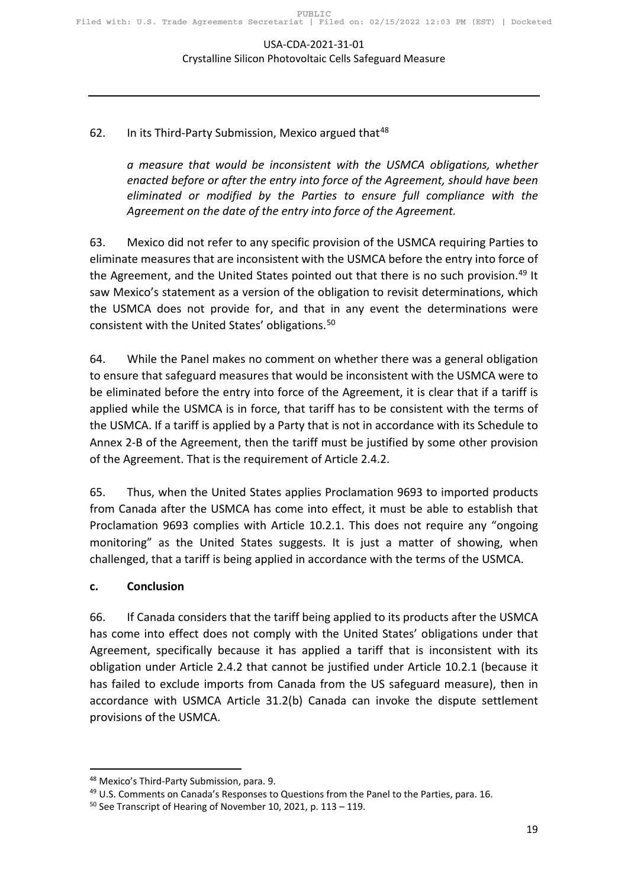62. In its Third-Party Submission, Mexico argued that[48]

> *a measure that would be inconsistent with the USMCA obligations, whether enacted before or after the entry into force of the Agreement, should have been eliminated or modified by the Parties to ensure full compliance with the Agreement on the date of the entry into force of the Agreement.*

63. Mexico did not refer to any specific provision of the USMCA requiring Parties to eliminate measures that are inconsistent with the USMCA before the entry into force of the Agreement, and the United States pointed out that there is no such provision.[49] It saw Mexico's statement as a version of the obligation to revisit determinations, which the USMCA does not provide for, and that in any event the determinations were consistent with the United States' obligations.[50]

64. While the Panel makes no comment on whether there was a general obligation to ensure that safeguard measures that would be inconsistent with the USMCA were to be eliminated before the entry into force of the Agreement, it is clear that if a tariff is applied while the USMCA is in force, that tariff has to be consistent with the terms of the USMCA. If a tariff is applied by a Party that is not in accordance with its Schedule to Annex 2-B of the Agreement, then the tariff must be justified by some other provision of the Agreement. That is the requirement of Article 2.4.2.

65. Thus, when the United States applies Proclamation 9693 to imported products from Canada after the USMCA has come into effect, it must be able to establish that Proclamation 9693 complies with Article 10.2.1. This does not require any "ongoing monitoring" as the United States suggests. It is just a matter of showing, when challenged, that a tariff is being applied in accordance with the terms of the USMCA.

### c. Conclusion

66. If Canada considers that the tariff being applied to its products after the USMCA has come into effect does not comply with the United States' obligations under that Agreement, specifically because it has applied a tariff that is inconsistent with its obligation under Article 2.4.2 that cannot be justified under Article 10.2.1 (because it has failed to exclude imports from Canada from the US safeguard measure), then in accordance with USMCA Article 31.2(b) Canada can invoke the dispute settlement provisions of the USMCA.

---

[48] Mexico's Third-Party Submission, para. 9.

[49] U.S. Comments on Canada's Responses to Questions from the Panel to the Parties, para. 16.

[50] See Transcript of Hearing of November 10, 2021, p. 113 – 119.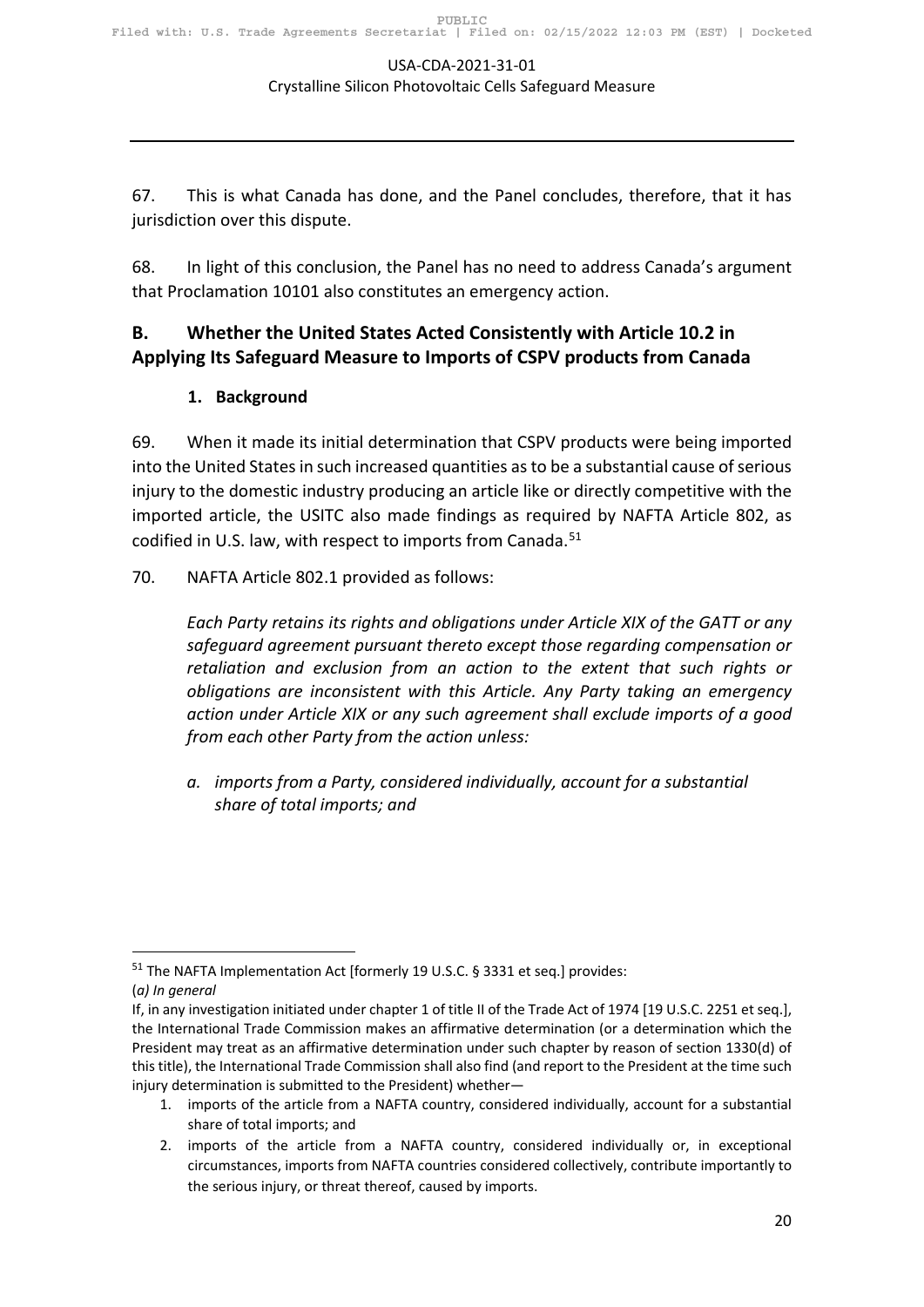67. This is what Canada has done, and the Panel concludes, therefore, that it has jurisdiction over this dispute.

68. In light of this conclusion, the Panel has no need to address Canada's argument that Proclamation 10101 also constitutes an emergency action.

## B. Whether the United States Acted Consistently with Article 10.2 in Applying Its Safeguard Measure to Imports of CSPV products from Canada

### 1. Background

69. When it made its initial determination that CSPV products were being imported into the United States in such increased quantities as to be a substantial cause of serious injury to the domestic industry producing an article like or directly competitive with the imported article, the USITC also made findings as required by NAFTA Article 802, as codified in U.S. law, with respect to imports from Canada.[51]

70. NAFTA Article 802.1 provided as follows:

> *Each Party retains its rights and obligations under Article XIX of the GATT or any safeguard agreement pursuant thereto except those regarding compensation or retaliation and exclusion from an action to the extent that such rights or obligations are inconsistent with this Article. Any Party taking an emergency action under Article XIX or any such agreement shall exclude imports of a good from each other Party from the action unless:*
>
> *a. imports from a Party, considered individually, account for a substantial share of total imports; and*

---

[51] The NAFTA Implementation Act [formerly 19 U.S.C. § 3331 et seq.] provides:
(*a) In general*
If, in any investigation initiated under chapter 1 of title II of the Trade Act of 1974 [19 U.S.C. 2251 et seq.], the International Trade Commission makes an affirmative determination (or a determination which the President may treat as an affirmative determination under such chapter by reason of section 1330(d) of this title), the International Trade Commission shall also find (and report to the President at the time such injury determination is submitted to the President) whether—

1. imports of the article from a NAFTA country, considered individually, account for a substantial share of total imports; and
2. imports of the article from a NAFTA country, considered individually or, in exceptional circumstances, imports from NAFTA countries considered collectively, contribute importantly to the serious injury, or threat thereof, caused by imports.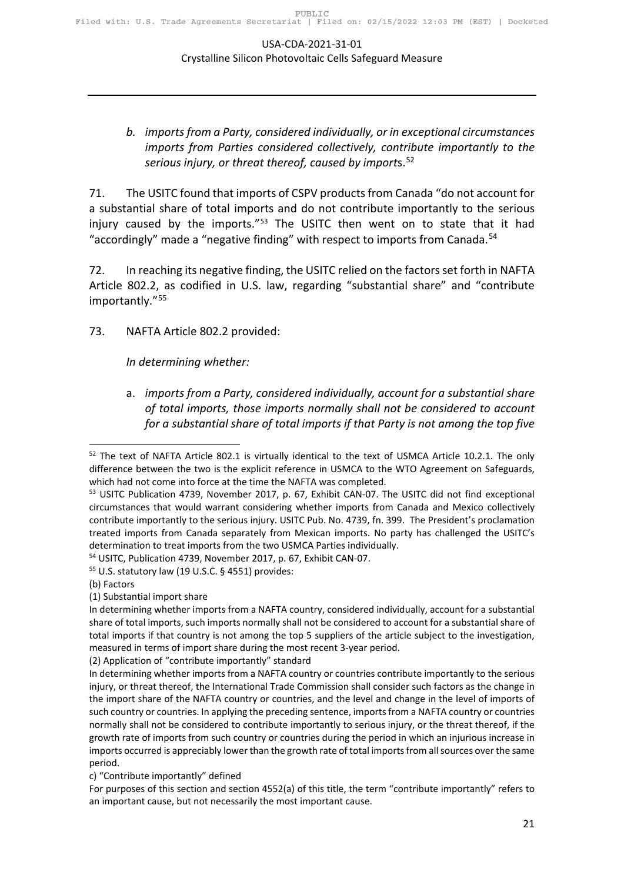*b. imports from a Party, considered individually, or in exceptional circumstances imports from Parties considered collectively, contribute importantly to the serious injury, or threat thereof, caused by imports*.[52]

71. The USITC found that imports of CSPV products from Canada "do not account for a substantial share of total imports and do not contribute importantly to the serious injury caused by the imports."[53] The USITC then went on to state that it had "accordingly" made a "negative finding" with respect to imports from Canada.[54]

72. In reaching its negative finding, the USITC relied on the factors set forth in NAFTA Article 802.2, as codified in U.S. law, regarding "substantial share" and "contribute importantly."[55]

73. NAFTA Article 802.2 provided:

*In determining whether:*

a. *imports from a Party, considered individually, account for a substantial share of total imports, those imports normally shall not be considered to account for a substantial share of total imports if that Party is not among the top five*

---

[52] The text of NAFTA Article 802.1 is virtually identical to the text of USMCA Article 10.2.1. The only difference between the two is the explicit reference in USMCA to the WTO Agreement on Safeguards, which had not come into force at the time the NAFTA was completed.

[53] USITC Publication 4739, November 2017, p. 67, Exhibit CAN-07. The USITC did not find exceptional circumstances that would warrant considering whether imports from Canada and Mexico collectively contribute importantly to the serious injury. USITC Pub. No. 4739, fn. 399. The President's proclamation treated imports from Canada separately from Mexican imports. No party has challenged the USITC's determination to treat imports from the two USMCA Parties individually.

[54] USITC, Publication 4739, November 2017, p. 67, Exhibit CAN-07.

[55] U.S. statutory law (19 U.S.C. § 4551) provides:

(b) Factors

(1) Substantial import share

In determining whether imports from a NAFTA country, considered individually, account for a substantial share of total imports, such imports normally shall not be considered to account for a substantial share of total imports if that country is not among the top 5 suppliers of the article subject to the investigation, measured in terms of import share during the most recent 3-year period.

(2) Application of "contribute importantly" standard

In determining whether imports from a NAFTA country or countries contribute importantly to the serious injury, or threat thereof, the International Trade Commission shall consider such factors as the change in the import share of the NAFTA country or countries, and the level and change in the level of imports of such country or countries. In applying the preceding sentence, imports from a NAFTA country or countries normally shall not be considered to contribute importantly to serious injury, or the threat thereof, if the growth rate of imports from such country or countries during the period in which an injurious increase in imports occurred is appreciably lower than the growth rate of total imports from all sources over the same period.

c) "Contribute importantly" defined

For purposes of this section and section 4552(a) of this title, the term "contribute importantly" refers to an important cause, but not necessarily the most important cause.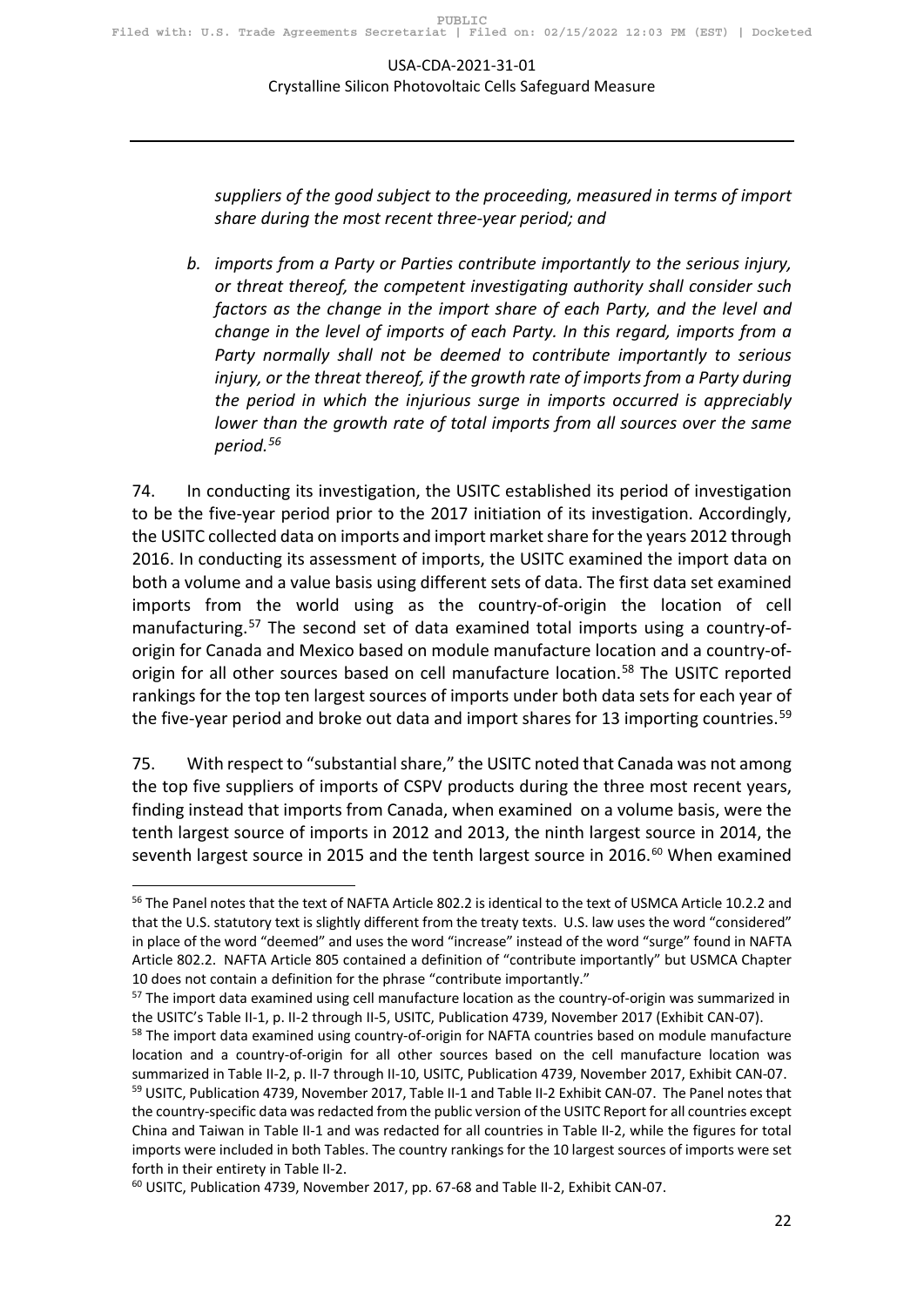*suppliers of the good subject to the proceeding, measured in terms of import share during the most recent three-year period; and*

*b. imports from a Party or Parties contribute importantly to the serious injury, or threat thereof, the competent investigating authority shall consider such factors as the change in the import share of each Party, and the level and change in the level of imports of each Party. In this regard, imports from a Party normally shall not be deemed to contribute importantly to serious injury, or the threat thereof, if the growth rate of imports from a Party during the period in which the injurious surge in imports occurred is appreciably lower than the growth rate of total imports from all sources over the same period.*[56]

74. In conducting its investigation, the USITC established its period of investigation to be the five-year period prior to the 2017 initiation of its investigation. Accordingly, the USITC collected data on imports and import market share for the years 2012 through 2016. In conducting its assessment of imports, the USITC examined the import data on both a volume and a value basis using different sets of data. The first data set examined imports from the world using as the country-of-origin the location of cell manufacturing.[57] The second set of data examined total imports using a country-of-origin for Canada and Mexico based on module manufacture location and a country-of-origin for all other sources based on cell manufacture location.[58] The USITC reported rankings for the top ten largest sources of imports under both data sets for each year of the five-year period and broke out data and import shares for 13 importing countries.[59]

75. With respect to "substantial share," the USITC noted that Canada was not among the top five suppliers of imports of CSPV products during the three most recent years, finding instead that imports from Canada, when examined on a volume basis, were the tenth largest source of imports in 2012 and 2013, the ninth largest source in 2014, the seventh largest source in 2015 and the tenth largest source in 2016.[60] When examined

---

[56] The Panel notes that the text of NAFTA Article 802.2 is identical to the text of USMCA Article 10.2.2 and that the U.S. statutory text is slightly different from the treaty texts. U.S. law uses the word "considered" in place of the word "deemed" and uses the word "increase" instead of the word "surge" found in NAFTA Article 802.2. NAFTA Article 805 contained a definition of "contribute importantly" but USMCA Chapter 10 does not contain a definition for the phrase "contribute importantly."

[57] The import data examined using cell manufacture location as the country-of-origin was summarized in the USITC's Table II-1, p. II-2 through II-5, USITC, Publication 4739, November 2017 (Exhibit CAN-07).

[58] The import data examined using country-of-origin for NAFTA countries based on module manufacture location and a country-of-origin for all other sources based on the cell manufacture location was summarized in Table II-2, p. II-7 through II-10, USITC, Publication 4739, November 2017, Exhibit CAN-07.

[59] USITC, Publication 4739, November 2017, Table II-1 and Table II-2 Exhibit CAN-07. The Panel notes that the country-specific data was redacted from the public version of the USITC Report for all countries except China and Taiwan in Table II-1 and was redacted for all countries in Table II-2, while the figures for total imports were included in both Tables. The country rankings for the 10 largest sources of imports were set forth in their entirety in Table II-2.

[60] USITC, Publication 4739, November 2017, pp. 67-68 and Table II-2, Exhibit CAN-07.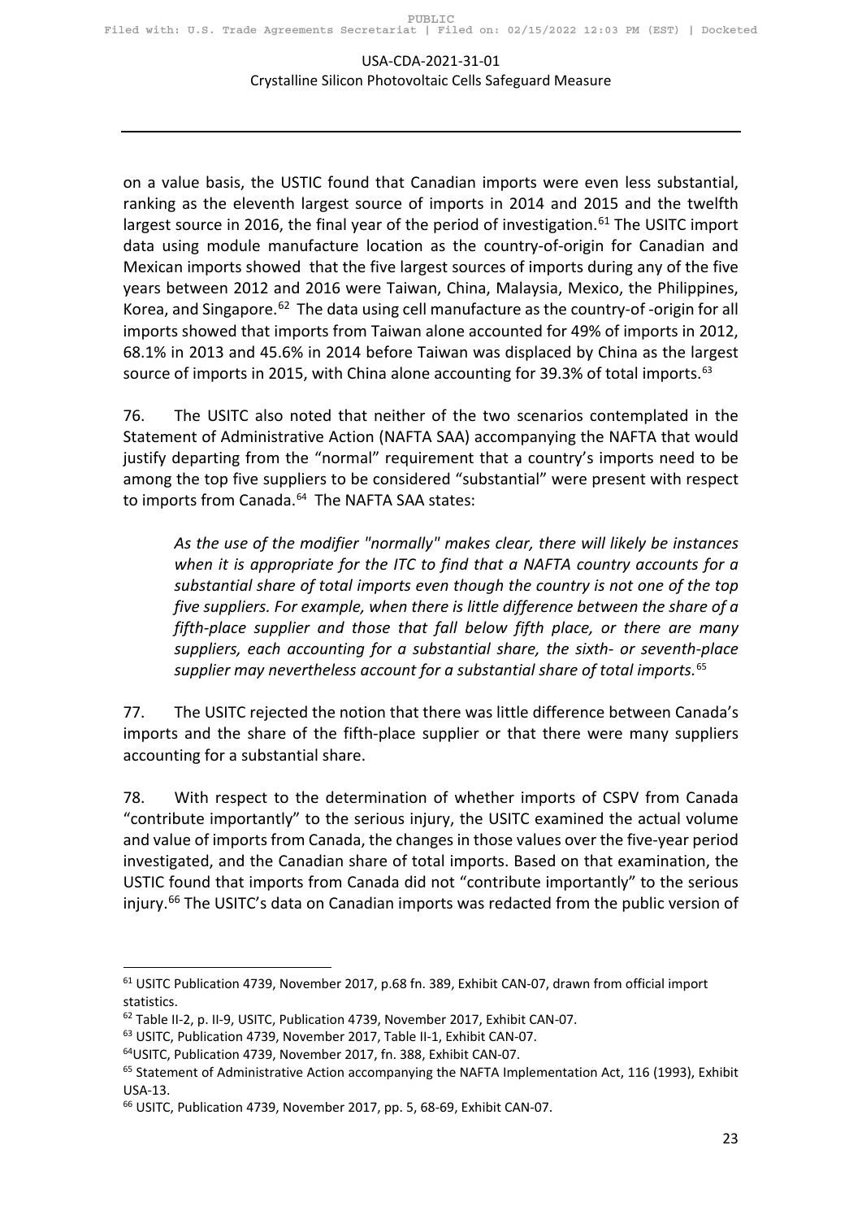on a value basis, the USTIC found that Canadian imports were even less substantial, ranking as the eleventh largest source of imports in 2014 and 2015 and the twelfth largest source in 2016, the final year of the period of investigation.[61] The USITC import data using module manufacture location as the country-of-origin for Canadian and Mexican imports showed that the five largest sources of imports during any of the five years between 2012 and 2016 were Taiwan, China, Malaysia, Mexico, the Philippines, Korea, and Singapore.[62] The data using cell manufacture as the country-of -origin for all imports showed that imports from Taiwan alone accounted for 49% of imports in 2012, 68.1% in 2013 and 45.6% in 2014 before Taiwan was displaced by China as the largest source of imports in 2015, with China alone accounting for 39.3% of total imports.[63]

76. The USITC also noted that neither of the two scenarios contemplated in the Statement of Administrative Action (NAFTA SAA) accompanying the NAFTA that would justify departing from the "normal" requirement that a country's imports need to be among the top five suppliers to be considered "substantial" were present with respect to imports from Canada.[64] The NAFTA SAA states:

> *As the use of the modifier "normally" makes clear, there will likely be instances when it is appropriate for the ITC to find that a NAFTA country accounts for a substantial share of total imports even though the country is not one of the top five suppliers. For example, when there is little difference between the share of a fifth-place supplier and those that fall below fifth place, or there are many suppliers, each accounting for a substantial share, the sixth- or seventh-place supplier may nevertheless account for a substantial share of total imports.*[65]

77. The USITC rejected the notion that there was little difference between Canada's imports and the share of the fifth-place supplier or that there were many suppliers accounting for a substantial share.

78. With respect to the determination of whether imports of CSPV from Canada "contribute importantly" to the serious injury, the USITC examined the actual volume and value of imports from Canada, the changes in those values over the five-year period investigated, and the Canadian share of total imports. Based on that examination, the USTIC found that imports from Canada did not "contribute importantly" to the serious injury.[66] The USITC's data on Canadian imports was redacted from the public version of

---

[61] USITC Publication 4739, November 2017, p.68 fn. 389, Exhibit CAN-07, drawn from official import statistics.

[62] Table II-2, p. II-9, USITC, Publication 4739, November 2017, Exhibit CAN-07.

[63] USITC, Publication 4739, November 2017, Table II-1, Exhibit CAN-07.

[64] USITC, Publication 4739, November 2017, fn. 388, Exhibit CAN-07.

[65] Statement of Administrative Action accompanying the NAFTA Implementation Act, 116 (1993), Exhibit USA-13.

[66] USITC, Publication 4739, November 2017, pp. 5, 68-69, Exhibit CAN-07.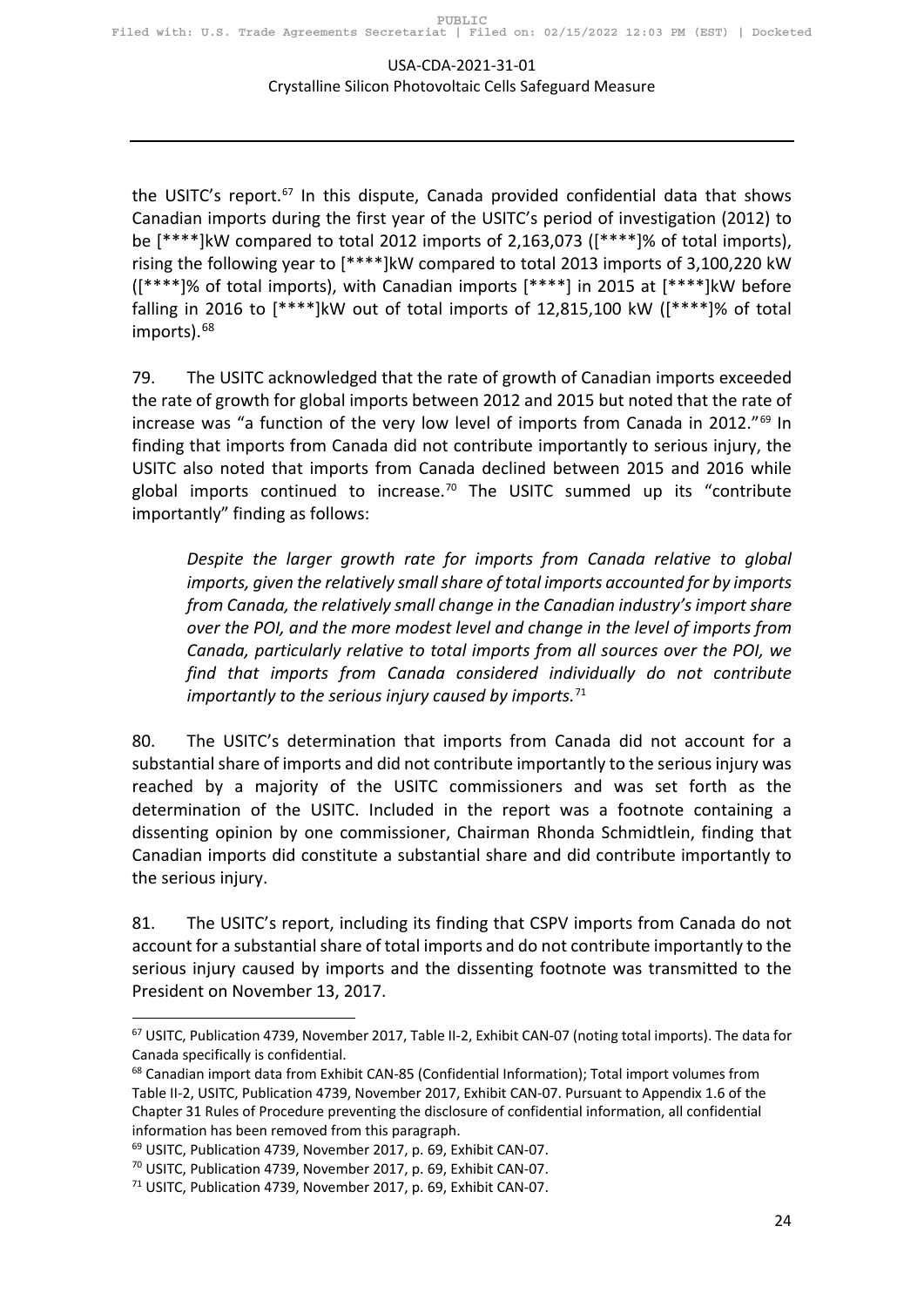the USITC's report.[67] In this dispute, Canada provided confidential data that shows Canadian imports during the first year of the USITC's period of investigation (2012) to be [****]kW compared to total 2012 imports of 2,163,073 ([****]% of total imports), rising the following year to [****]kW compared to total 2013 imports of 3,100,220 kW ([****]% of total imports), with Canadian imports [****] in 2015 at [****]kW before falling in 2016 to [****]kW out of total imports of 12,815,100 kW ([****]% of total imports).[68]

79. The USITC acknowledged that the rate of growth of Canadian imports exceeded the rate of growth for global imports between 2012 and 2015 but noted that the rate of increase was "a function of the very low level of imports from Canada in 2012."[69] In finding that imports from Canada did not contribute importantly to serious injury, the USITC also noted that imports from Canada declined between 2015 and 2016 while global imports continued to increase.[70] The USITC summed up its "contribute importantly" finding as follows:

> *Despite the larger growth rate for imports from Canada relative to global imports, given the relatively small share of total imports accounted for by imports from Canada, the relatively small change in the Canadian industry's import share over the POI, and the more modest level and change in the level of imports from Canada, particularly relative to total imports from all sources over the POI, we find that imports from Canada considered individually do not contribute importantly to the serious injury caused by imports.*[71]

80. The USITC's determination that imports from Canada did not account for a substantial share of imports and did not contribute importantly to the serious injury was reached by a majority of the USITC commissioners and was set forth as the determination of the USITC. Included in the report was a footnote containing a dissenting opinion by one commissioner, Chairman Rhonda Schmidtlein, finding that Canadian imports did constitute a substantial share and did contribute importantly to the serious injury.

81. The USITC's report, including its finding that CSPV imports from Canada do not account for a substantial share of total imports and do not contribute importantly to the serious injury caused by imports and the dissenting footnote was transmitted to the President on November 13, 2017.

---

[67] USITC, Publication 4739, November 2017, Table II-2, Exhibit CAN-07 (noting total imports). The data for Canada specifically is confidential.

[68] Canadian import data from Exhibit CAN-85 (Confidential Information); Total import volumes from Table II-2, USITC, Publication 4739, November 2017, Exhibit CAN-07. Pursuant to Appendix 1.6 of the Chapter 31 Rules of Procedure preventing the disclosure of confidential information, all confidential information has been removed from this paragraph.

[69] USITC, Publication 4739, November 2017, p. 69, Exhibit CAN-07.

[70] USITC, Publication 4739, November 2017, p. 69, Exhibit CAN-07.

[71] USITC, Publication 4739, November 2017, p. 69, Exhibit CAN-07.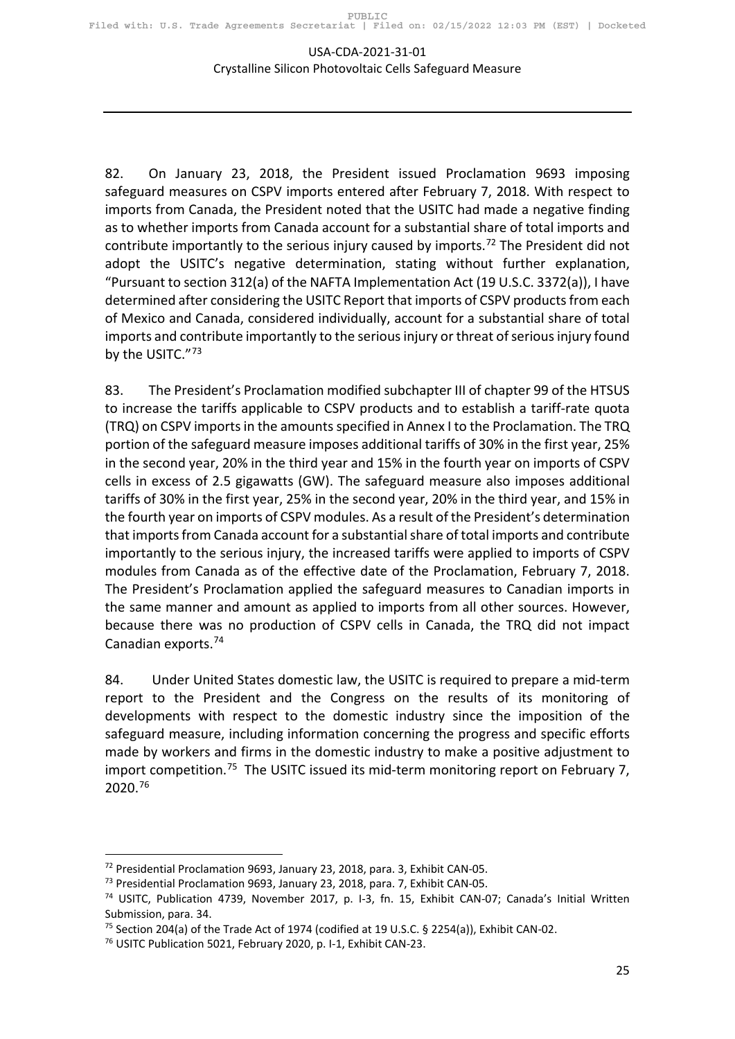82. On January 23, 2018, the President issued Proclamation 9693 imposing safeguard measures on CSPV imports entered after February 7, 2018. With respect to imports from Canada, the President noted that the USITC had made a negative finding as to whether imports from Canada account for a substantial share of total imports and contribute importantly to the serious injury caused by imports.[72] The President did not adopt the USITC's negative determination, stating without further explanation, "Pursuant to section 312(a) of the NAFTA Implementation Act (19 U.S.C. 3372(a)), I have determined after considering the USITC Report that imports of CSPV products from each of Mexico and Canada, considered individually, account for a substantial share of total imports and contribute importantly to the serious injury or threat of serious injury found by the USITC."[73]

83. The President's Proclamation modified subchapter III of chapter 99 of the HTSUS to increase the tariffs applicable to CSPV products and to establish a tariff-rate quota (TRQ) on CSPV imports in the amounts specified in Annex I to the Proclamation. The TRQ portion of the safeguard measure imposes additional tariffs of 30% in the first year, 25% in the second year, 20% in the third year and 15% in the fourth year on imports of CSPV cells in excess of 2.5 gigawatts (GW). The safeguard measure also imposes additional tariffs of 30% in the first year, 25% in the second year, 20% in the third year, and 15% in the fourth year on imports of CSPV modules. As a result of the President's determination that imports from Canada account for a substantial share of total imports and contribute importantly to the serious injury, the increased tariffs were applied to imports of CSPV modules from Canada as of the effective date of the Proclamation, February 7, 2018. The President's Proclamation applied the safeguard measures to Canadian imports in the same manner and amount as applied to imports from all other sources. However, because there was no production of CSPV cells in Canada, the TRQ did not impact Canadian exports.[74]

84. Under United States domestic law, the USITC is required to prepare a mid-term report to the President and the Congress on the results of its monitoring of developments with respect to the domestic industry since the imposition of the safeguard measure, including information concerning the progress and specific efforts made by workers and firms in the domestic industry to make a positive adjustment to import competition.[75] The USITC issued its mid-term monitoring report on February 7, 2020.[76]

---

[72] Presidential Proclamation 9693, January 23, 2018, para. 3, Exhibit CAN-05.

[73] Presidential Proclamation 9693, January 23, 2018, para. 7, Exhibit CAN-05.

[74] USITC, Publication 4739, November 2017, p. I-3, fn. 15, Exhibit CAN-07; Canada's Initial Written Submission, para. 34.

[75] Section 204(a) of the Trade Act of 1974 (codified at 19 U.S.C. § 2254(a)), Exhibit CAN-02.

[76] USITC Publication 5021, February 2020, p. I-1, Exhibit CAN-23.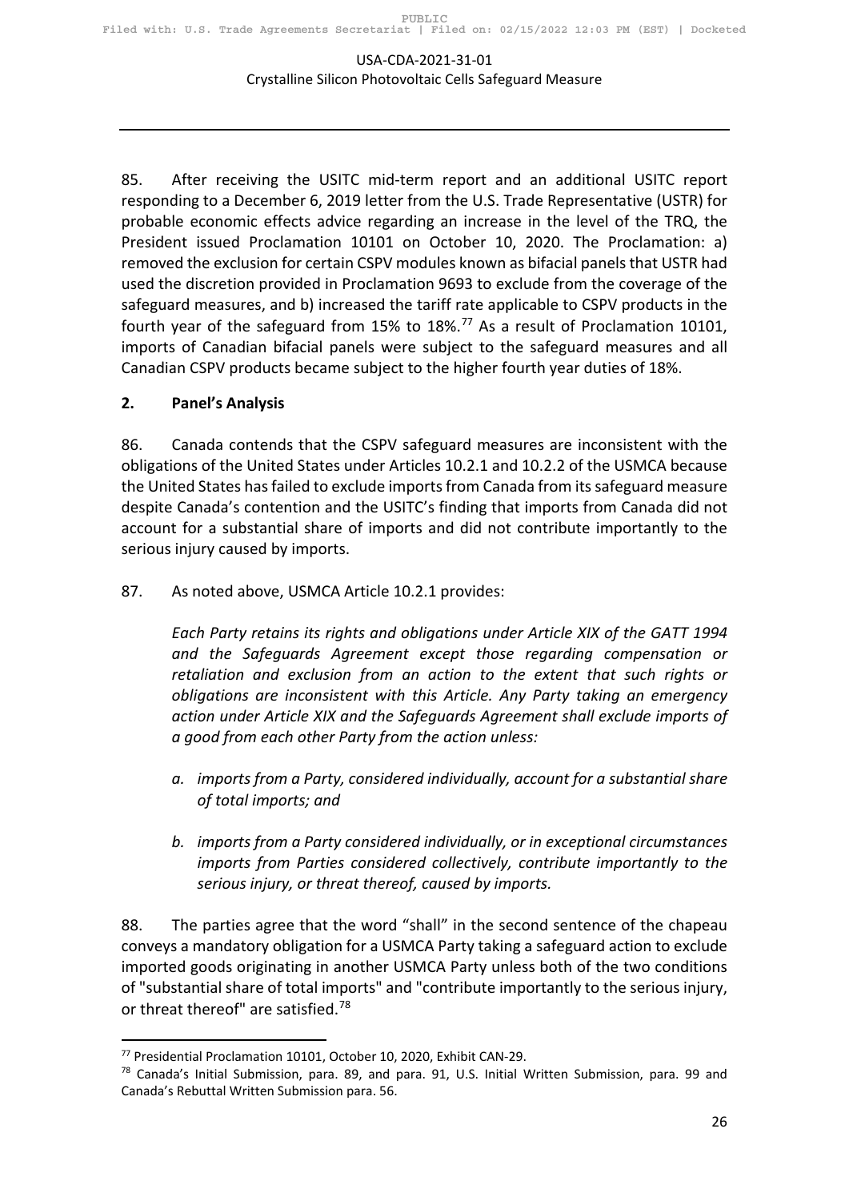85. After receiving the USITC mid-term report and an additional USITC report responding to a December 6, 2019 letter from the U.S. Trade Representative (USTR) for probable economic effects advice regarding an increase in the level of the TRQ, the President issued Proclamation 10101 on October 10, 2020. The Proclamation: a) removed the exclusion for certain CSPV modules known as bifacial panels that USTR had used the discretion provided in Proclamation 9693 to exclude from the coverage of the safeguard measures, and b) increased the tariff rate applicable to CSPV products in the fourth year of the safeguard from 15% to 18%.[77] As a result of Proclamation 10101, imports of Canadian bifacial panels were subject to the safeguard measures and all Canadian CSPV products became subject to the higher fourth year duties of 18%.

## 2. Panel's Analysis

86. Canada contends that the CSPV safeguard measures are inconsistent with the obligations of the United States under Articles 10.2.1 and 10.2.2 of the USMCA because the United States has failed to exclude imports from Canada from its safeguard measure despite Canada's contention and the USITC's finding that imports from Canada did not account for a substantial share of imports and did not contribute importantly to the serious injury caused by imports.

87. As noted above, USMCA Article 10.2.1 provides:

> *Each Party retains its rights and obligations under Article XIX of the GATT 1994 and the Safeguards Agreement except those regarding compensation or retaliation and exclusion from an action to the extent that such rights or obligations are inconsistent with this Article. Any Party taking an emergency action under Article XIX and the Safeguards Agreement shall exclude imports of a good from each other Party from the action unless:*
>
> *a. imports from a Party, considered individually, account for a substantial share of total imports; and*
>
> *b. imports from a Party considered individually, or in exceptional circumstances imports from Parties considered collectively, contribute importantly to the serious injury, or threat thereof, caused by imports.*

88. The parties agree that the word "shall" in the second sentence of the chapeau conveys a mandatory obligation for a USMCA Party taking a safeguard action to exclude imported goods originating in another USMCA Party unless both of the two conditions of "substantial share of total imports" and "contribute importantly to the serious injury, or threat thereof" are satisfied.[78]

---

[77] Presidential Proclamation 10101, October 10, 2020, Exhibit CAN-29.

[78] Canada's Initial Submission, para. 89, and para. 91, U.S. Initial Written Submission, para. 99 and Canada's Rebuttal Written Submission para. 56.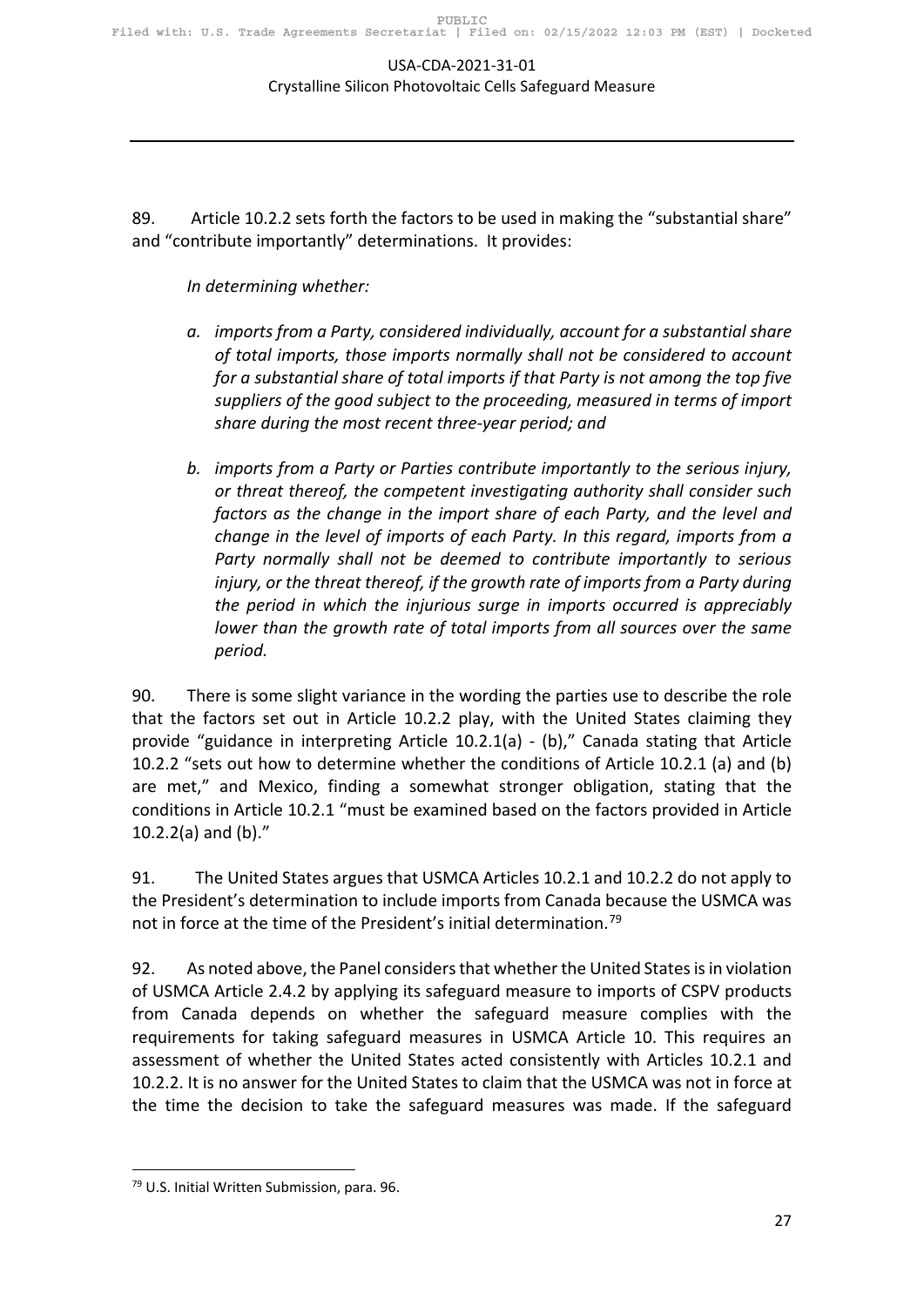89. Article 10.2.2 sets forth the factors to be used in making the "substantial share" and "contribute importantly" determinations. It provides:

> *In determining whether:*
>
> *a. imports from a Party, considered individually, account for a substantial share of total imports, those imports normally shall not be considered to account for a substantial share of total imports if that Party is not among the top five suppliers of the good subject to the proceeding, measured in terms of import share during the most recent three-year period; and*
>
> *b. imports from a Party or Parties contribute importantly to the serious injury, or threat thereof, the competent investigating authority shall consider such factors as the change in the import share of each Party, and the level and change in the level of imports of each Party. In this regard, imports from a Party normally shall not be deemed to contribute importantly to serious injury, or the threat thereof, if the growth rate of imports from a Party during the period in which the injurious surge in imports occurred is appreciably lower than the growth rate of total imports from all sources over the same period.*

90. There is some slight variance in the wording the parties use to describe the role that the factors set out in Article 10.2.2 play, with the United States claiming they provide "guidance in interpreting Article 10.2.1(a) - (b)," Canada stating that Article 10.2.2 "sets out how to determine whether the conditions of Article 10.2.1 (a) and (b) are met," and Mexico, finding a somewhat stronger obligation, stating that the conditions in Article 10.2.1 "must be examined based on the factors provided in Article 10.2.2(a) and (b)."

91. The United States argues that USMCA Articles 10.2.1 and 10.2.2 do not apply to the President's determination to include imports from Canada because the USMCA was not in force at the time of the President's initial determination.[79]

92. As noted above, the Panel considers that whether the United States is in violation of USMCA Article 2.4.2 by applying its safeguard measure to imports of CSPV products from Canada depends on whether the safeguard measure complies with the requirements for taking safeguard measures in USMCA Article 10. This requires an assessment of whether the United States acted consistently with Articles 10.2.1 and 10.2.2. It is no answer for the United States to claim that the USMCA was not in force at the time the decision to take the safeguard measures was made. If the safeguard

[79] U.S. Initial Written Submission, para. 96.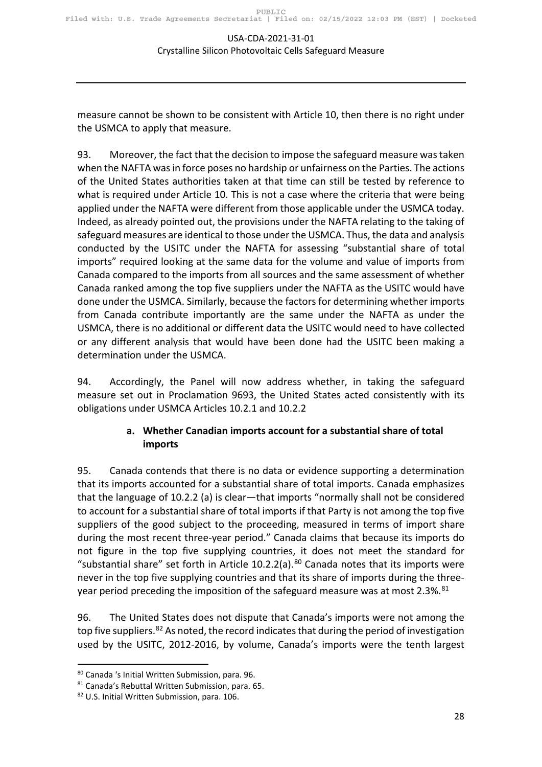measure cannot be shown to be consistent with Article 10, then there is no right under the USMCA to apply that measure.

93. Moreover, the fact that the decision to impose the safeguard measure was taken when the NAFTA was in force poses no hardship or unfairness on the Parties. The actions of the United States authorities taken at that time can still be tested by reference to what is required under Article 10. This is not a case where the criteria that were being applied under the NAFTA were different from those applicable under the USMCA today. Indeed, as already pointed out, the provisions under the NAFTA relating to the taking of safeguard measures are identical to those under the USMCA. Thus, the data and analysis conducted by the USITC under the NAFTA for assessing "substantial share of total imports" required looking at the same data for the volume and value of imports from Canada compared to the imports from all sources and the same assessment of whether Canada ranked among the top five suppliers under the NAFTA as the USITC would have done under the USMCA. Similarly, because the factors for determining whether imports from Canada contribute importantly are the same under the NAFTA as under the USMCA, there is no additional or different data the USITC would need to have collected or any different analysis that would have been done had the USITC been making a determination under the USMCA.

94. Accordingly, the Panel will now address whether, in taking the safeguard measure set out in Proclamation 9693, the United States acted consistently with its obligations under USMCA Articles 10.2.1 and 10.2.2

#### a. Whether Canadian imports account for a substantial share of total imports

95. Canada contends that there is no data or evidence supporting a determination that its imports accounted for a substantial share of total imports. Canada emphasizes that the language of 10.2.2 (a) is clear—that imports "normally shall not be considered to account for a substantial share of total imports if that Party is not among the top five suppliers of the good subject to the proceeding, measured in terms of import share during the most recent three-year period." Canada claims that because its imports do not figure in the top five supplying countries, it does not meet the standard for "substantial share" set forth in Article 10.2.2(a).[80] Canada notes that its imports were never in the top five supplying countries and that its share of imports during the three-year period preceding the imposition of the safeguard measure was at most 2.3%.[81]

96. The United States does not dispute that Canada's imports were not among the top five suppliers.[82] As noted, the record indicates that during the period of investigation used by the USITC, 2012-2016, by volume, Canada's imports were the tenth largest

---

[80] Canada 's Initial Written Submission, para. 96.

[81] Canada's Rebuttal Written Submission, para. 65.

[82] U.S. Initial Written Submission, para. 106.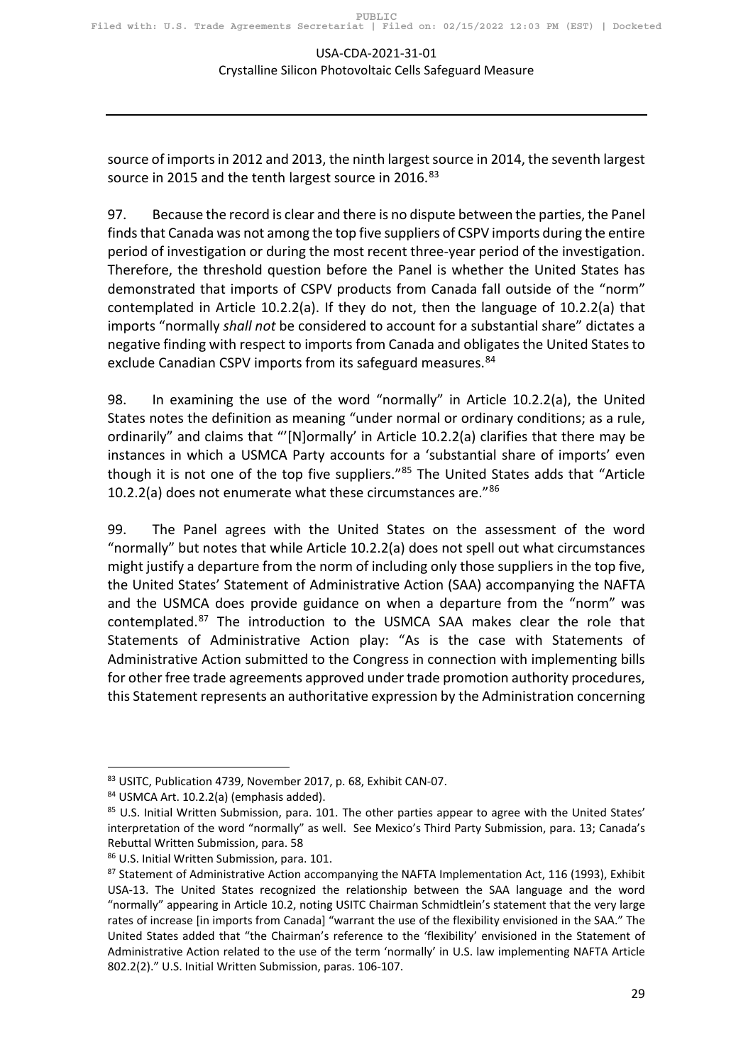source of imports in 2012 and 2013, the ninth largest source in 2014, the seventh largest source in 2015 and the tenth largest source in 2016.[83]

97. Because the record is clear and there is no dispute between the parties, the Panel finds that Canada was not among the top five suppliers of CSPV imports during the entire period of investigation or during the most recent three-year period of the investigation. Therefore, the threshold question before the Panel is whether the United States has demonstrated that imports of CSPV products from Canada fall outside of the "norm" contemplated in Article 10.2.2(a). If they do not, then the language of 10.2.2(a) that imports "normally *shall not* be considered to account for a substantial share" dictates a negative finding with respect to imports from Canada and obligates the United States to exclude Canadian CSPV imports from its safeguard measures.[84]

98. In examining the use of the word "normally" in Article 10.2.2(a), the United States notes the definition as meaning "under normal or ordinary conditions; as a rule, ordinarily" and claims that "'[N]ormally' in Article 10.2.2(a) clarifies that there may be instances in which a USMCA Party accounts for a 'substantial share of imports' even though it is not one of the top five suppliers."[85] The United States adds that "Article 10.2.2(a) does not enumerate what these circumstances are."[86]

99. The Panel agrees with the United States on the assessment of the word "normally" but notes that while Article 10.2.2(a) does not spell out what circumstances might justify a departure from the norm of including only those suppliers in the top five, the United States' Statement of Administrative Action (SAA) accompanying the NAFTA and the USMCA does provide guidance on when a departure from the "norm" was contemplated.[87] The introduction to the USMCA SAA makes clear the role that Statements of Administrative Action play: "As is the case with Statements of Administrative Action submitted to the Congress in connection with implementing bills for other free trade agreements approved under trade promotion authority procedures, this Statement represents an authoritative expression by the Administration concerning

---

[83] USITC, Publication 4739, November 2017, p. 68, Exhibit CAN-07.

[84] USMCA Art. 10.2.2(a) (emphasis added).

[85] U.S. Initial Written Submission, para. 101. The other parties appear to agree with the United States' interpretation of the word "normally" as well. See Mexico's Third Party Submission, para. 13; Canada's Rebuttal Written Submission, para. 58

[86] U.S. Initial Written Submission, para. 101.

[87] Statement of Administrative Action accompanying the NAFTA Implementation Act, 116 (1993), Exhibit USA-13. The United States recognized the relationship between the SAA language and the word "normally" appearing in Article 10.2, noting USITC Chairman Schmidtlein's statement that the very large rates of increase [in imports from Canada] "warrant the use of the flexibility envisioned in the SAA." The United States added that "the Chairman's reference to the 'flexibility' envisioned in the Statement of Administrative Action related to the use of the term 'normally' in U.S. law implementing NAFTA Article 802.2(2)." U.S. Initial Written Submission, paras. 106-107.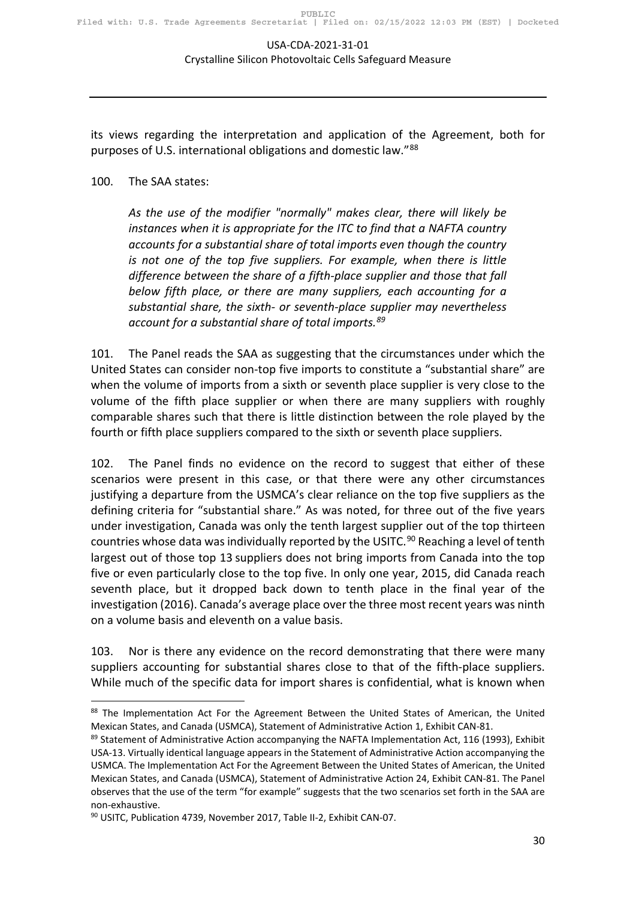its views regarding the interpretation and application of the Agreement, both for purposes of U.S. international obligations and domestic law."[88]

100. The SAA states:

> *As the use of the modifier "normally" makes clear, there will likely be instances when it is appropriate for the ITC to find that a NAFTA country accounts for a substantial share of total imports even though the country is not one of the top five suppliers. For example, when there is little difference between the share of a fifth-place supplier and those that fall below fifth place, or there are many suppliers, each accounting for a substantial share, the sixth- or seventh-place supplier may nevertheless account for a substantial share of total imports.*[89]

101. The Panel reads the SAA as suggesting that the circumstances under which the United States can consider non-top five imports to constitute a "substantial share" are when the volume of imports from a sixth or seventh place supplier is very close to the volume of the fifth place supplier or when there are many suppliers with roughly comparable shares such that there is little distinction between the role played by the fourth or fifth place suppliers compared to the sixth or seventh place suppliers.

102. The Panel finds no evidence on the record to suggest that either of these scenarios were present in this case, or that there were any other circumstances justifying a departure from the USMCA's clear reliance on the top five suppliers as the defining criteria for "substantial share." As was noted, for three out of the five years under investigation, Canada was only the tenth largest supplier out of the top thirteen countries whose data was individually reported by the USITC.[90] Reaching a level of tenth largest out of those top 13 suppliers does not bring imports from Canada into the top five or even particularly close to the top five. In only one year, 2015, did Canada reach seventh place, but it dropped back down to tenth place in the final year of the investigation (2016). Canada's average place over the three most recent years was ninth on a volume basis and eleventh on a value basis.

103. Nor is there any evidence on the record demonstrating that there were many suppliers accounting for substantial shares close to that of the fifth-place suppliers. While much of the specific data for import shares is confidential, what is known when

---

[88] The Implementation Act For the Agreement Between the United States of American, the United Mexican States, and Canada (USMCA), Statement of Administrative Action 1, Exhibit CAN-81.

[89] Statement of Administrative Action accompanying the NAFTA Implementation Act, 116 (1993), Exhibit USA-13. Virtually identical language appears in the Statement of Administrative Action accompanying the USMCA. The Implementation Act For the Agreement Between the United States of American, the United Mexican States, and Canada (USMCA), Statement of Administrative Action 24, Exhibit CAN-81. The Panel observes that the use of the term "for example" suggests that the two scenarios set forth in the SAA are non-exhaustive.

[90] USITC, Publication 4739, November 2017, Table II-2, Exhibit CAN-07.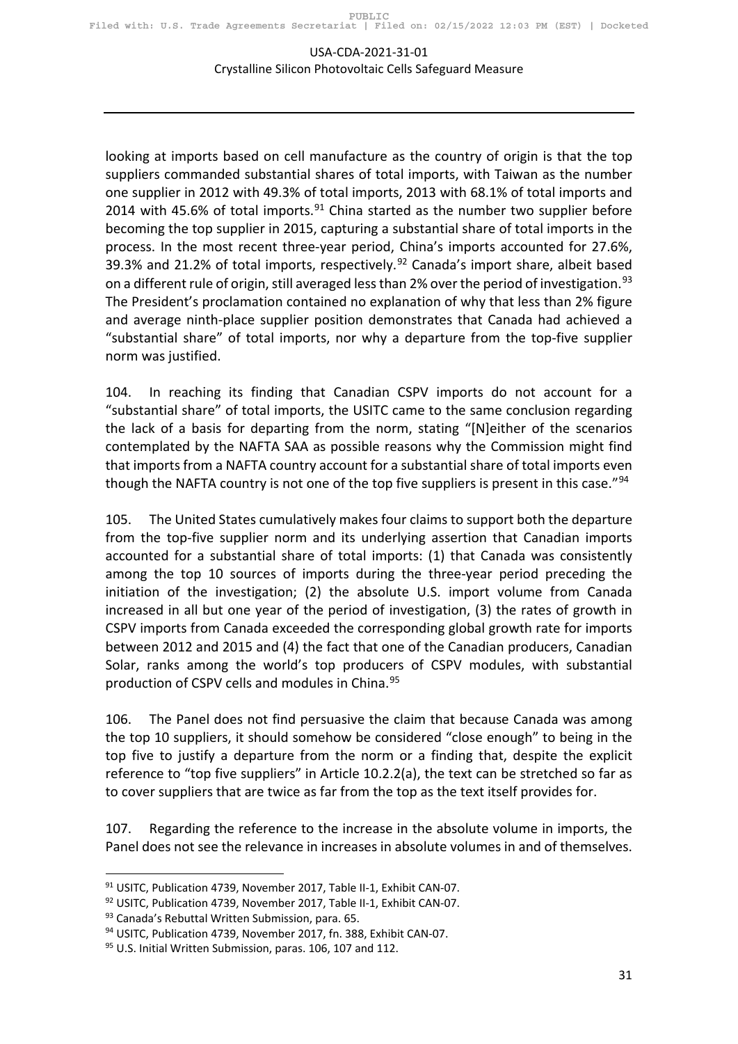looking at imports based on cell manufacture as the country of origin is that the top suppliers commanded substantial shares of total imports, with Taiwan as the number one supplier in 2012 with 49.3% of total imports, 2013 with 68.1% of total imports and 2014 with 45.6% of total imports.[91] China started as the number two supplier before becoming the top supplier in 2015, capturing a substantial share of total imports in the process. In the most recent three-year period, China's imports accounted for 27.6%, 39.3% and 21.2% of total imports, respectively.[92] Canada's import share, albeit based on a different rule of origin, still averaged less than 2% over the period of investigation.[93] The President's proclamation contained no explanation of why that less than 2% figure and average ninth-place supplier position demonstrates that Canada had achieved a "substantial share" of total imports, nor why a departure from the top-five supplier norm was justified.

104. In reaching its finding that Canadian CSPV imports do not account for a "substantial share" of total imports, the USITC came to the same conclusion regarding the lack of a basis for departing from the norm, stating "[N]either of the scenarios contemplated by the NAFTA SAA as possible reasons why the Commission might find that imports from a NAFTA country account for a substantial share of total imports even though the NAFTA country is not one of the top five suppliers is present in this case."[94]

105. The United States cumulatively makes four claims to support both the departure from the top-five supplier norm and its underlying assertion that Canadian imports accounted for a substantial share of total imports: (1) that Canada was consistently among the top 10 sources of imports during the three-year period preceding the initiation of the investigation; (2) the absolute U.S. import volume from Canada increased in all but one year of the period of investigation, (3) the rates of growth in CSPV imports from Canada exceeded the corresponding global growth rate for imports between 2012 and 2015 and (4) the fact that one of the Canadian producers, Canadian Solar, ranks among the world's top producers of CSPV modules, with substantial production of CSPV cells and modules in China.[95]

106. The Panel does not find persuasive the claim that because Canada was among the top 10 suppliers, it should somehow be considered "close enough" to being in the top five to justify a departure from the norm or a finding that, despite the explicit reference to "top five suppliers" in Article 10.2.2(a), the text can be stretched so far as to cover suppliers that are twice as far from the top as the text itself provides for.

107. Regarding the reference to the increase in the absolute volume in imports, the Panel does not see the relevance in increases in absolute volumes in and of themselves.

---

[91] USITC, Publication 4739, November 2017, Table II-1, Exhibit CAN-07.

[92] USITC, Publication 4739, November 2017, Table II-1, Exhibit CAN-07.

[93] Canada's Rebuttal Written Submission, para. 65.

[94] USITC, Publication 4739, November 2017, fn. 388, Exhibit CAN-07.

[95] U.S. Initial Written Submission, paras. 106, 107 and 112.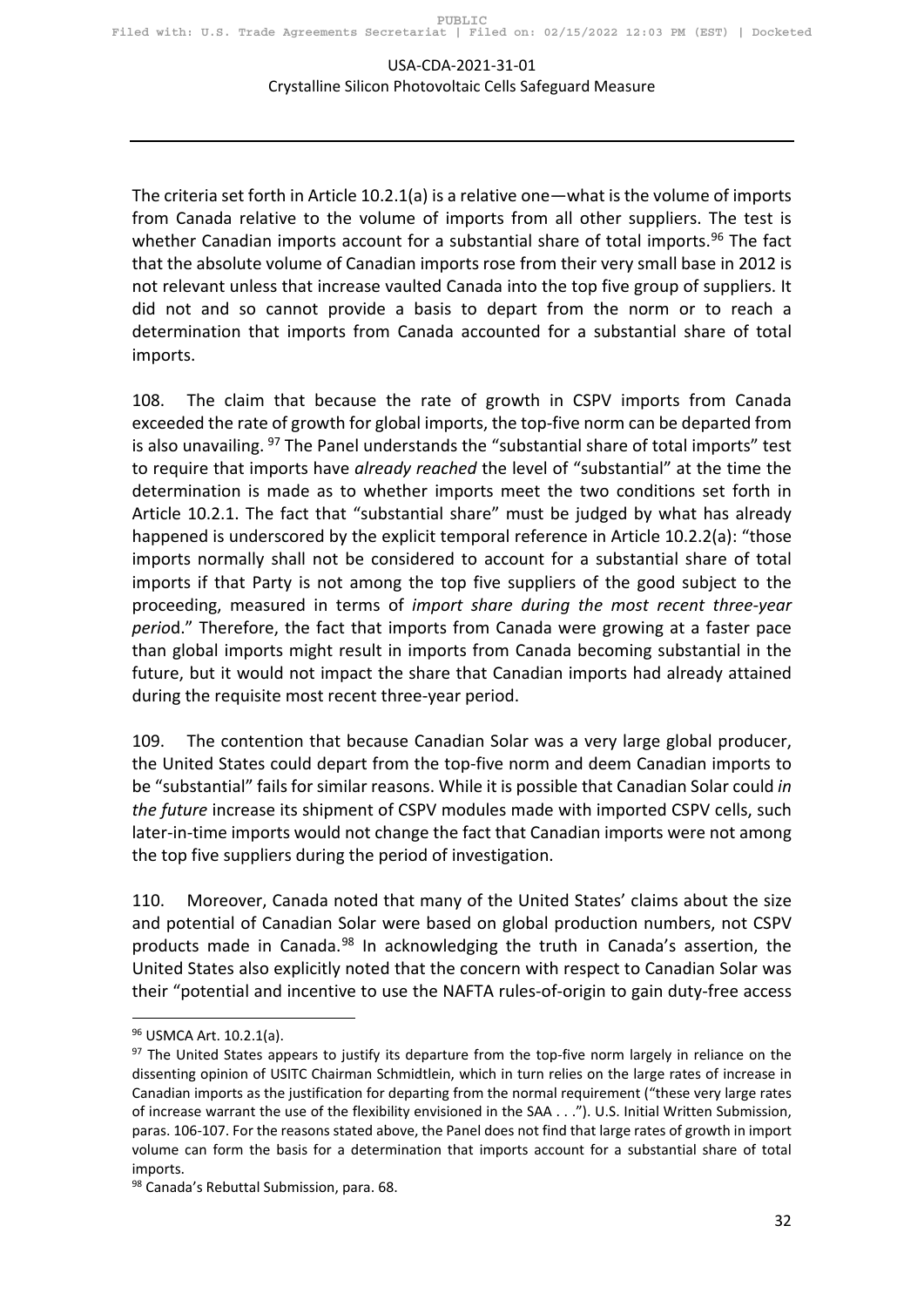The criteria set forth in Article 10.2.1(a) is a relative one—what is the volume of imports from Canada relative to the volume of imports from all other suppliers. The test is whether Canadian imports account for a substantial share of total imports.[96] The fact that the absolute volume of Canadian imports rose from their very small base in 2012 is not relevant unless that increase vaulted Canada into the top five group of suppliers. It did not and so cannot provide a basis to depart from the norm or to reach a determination that imports from Canada accounted for a substantial share of total imports.

108. The claim that because the rate of growth in CSPV imports from Canada exceeded the rate of growth for global imports, the top-five norm can be departed from is also unavailing.[97] The Panel understands the "substantial share of total imports" test to require that imports have *already reached* the level of "substantial" at the time the determination is made as to whether imports meet the two conditions set forth in Article 10.2.1. The fact that "substantial share" must be judged by what has already happened is underscored by the explicit temporal reference in Article 10.2.2(a): "those imports normally shall not be considered to account for a substantial share of total imports if that Party is not among the top five suppliers of the good subject to the proceeding, measured in terms of *import share during the most recent three-year period*." Therefore, the fact that imports from Canada were growing at a faster pace than global imports might result in imports from Canada becoming substantial in the future, but it would not impact the share that Canadian imports had already attained during the requisite most recent three-year period.

109. The contention that because Canadian Solar was a very large global producer, the United States could depart from the top-five norm and deem Canadian imports to be "substantial" fails for similar reasons. While it is possible that Canadian Solar could *in the future* increase its shipment of CSPV modules made with imported CSPV cells, such later-in-time imports would not change the fact that Canadian imports were not among the top five suppliers during the period of investigation.

110. Moreover, Canada noted that many of the United States' claims about the size and potential of Canadian Solar were based on global production numbers, not CSPV products made in Canada.[98] In acknowledging the truth in Canada's assertion, the United States also explicitly noted that the concern with respect to Canadian Solar was their "potential and incentive to use the NAFTA rules-of-origin to gain duty-free access

---

[96] USMCA Art. 10.2.1(a).

[97] The United States appears to justify its departure from the top-five norm largely in reliance on the dissenting opinion of USITC Chairman Schmidtlein, which in turn relies on the large rates of increase in Canadian imports as the justification for departing from the normal requirement ("these very large rates of increase warrant the use of the flexibility envisioned in the SAA . . ."). U.S. Initial Written Submission, paras. 106-107. For the reasons stated above, the Panel does not find that large rates of growth in import volume can form the basis for a determination that imports account for a substantial share of total imports.

[98] Canada's Rebuttal Submission, para. 68.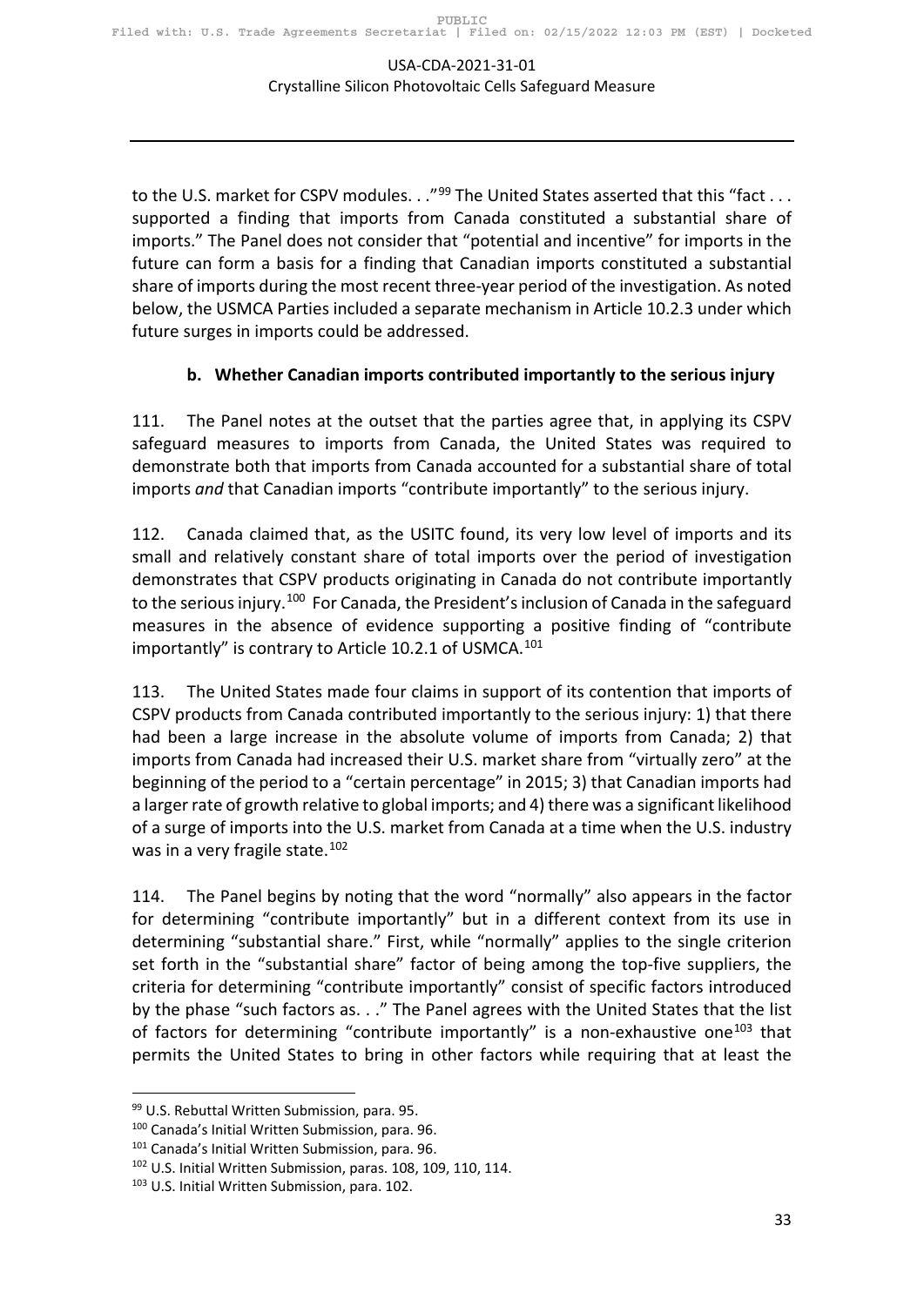to the U.S. market for CSPV modules. . ."[99] The United States asserted that this "fact . . . supported a finding that imports from Canada constituted a substantial share of imports." The Panel does not consider that "potential and incentive" for imports in the future can form a basis for a finding that Canadian imports constituted a substantial share of imports during the most recent three-year period of the investigation. As noted below, the USMCA Parties included a separate mechanism in Article 10.2.3 under which future surges in imports could be addressed.

### b. Whether Canadian imports contributed importantly to the serious injury

111. The Panel notes at the outset that the parties agree that, in applying its CSPV safeguard measures to imports from Canada, the United States was required to demonstrate both that imports from Canada accounted for a substantial share of total imports *and* that Canadian imports "contribute importantly" to the serious injury.

112. Canada claimed that, as the USITC found, its very low level of imports and its small and relatively constant share of total imports over the period of investigation demonstrates that CSPV products originating in Canada do not contribute importantly to the serious injury.[100] For Canada, the President's inclusion of Canada in the safeguard measures in the absence of evidence supporting a positive finding of "contribute importantly" is contrary to Article 10.2.1 of USMCA.[101]

113. The United States made four claims in support of its contention that imports of CSPV products from Canada contributed importantly to the serious injury: 1) that there had been a large increase in the absolute volume of imports from Canada; 2) that imports from Canada had increased their U.S. market share from "virtually zero" at the beginning of the period to a "certain percentage" in 2015; 3) that Canadian imports had a larger rate of growth relative to global imports; and 4) there was a significant likelihood of a surge of imports into the U.S. market from Canada at a time when the U.S. industry was in a very fragile state.[102]

114. The Panel begins by noting that the word "normally" also appears in the factor for determining "contribute importantly" but in a different context from its use in determining "substantial share." First, while "normally" applies to the single criterion set forth in the "substantial share" factor of being among the top-five suppliers, the criteria for determining "contribute importantly" consist of specific factors introduced by the phase "such factors as. . ." The Panel agrees with the United States that the list of factors for determining "contribute importantly" is a non-exhaustive one[103] that permits the United States to bring in other factors while requiring that at least the

---

[99] U.S. Rebuttal Written Submission, para. 95.

[100] Canada's Initial Written Submission, para. 96.

[101] Canada's Initial Written Submission, para. 96.

[102] U.S. Initial Written Submission, paras. 108, 109, 110, 114.

[103] U.S. Initial Written Submission, para. 102.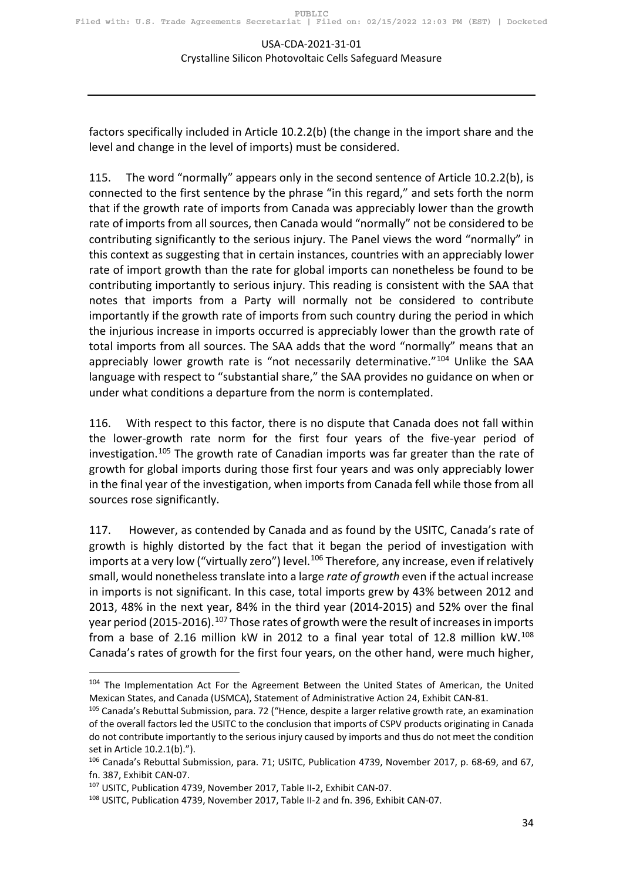factors specifically included in Article 10.2.2(b) (the change in the import share and the level and change in the level of imports) must be considered.

115. The word "normally" appears only in the second sentence of Article 10.2.2(b), is connected to the first sentence by the phrase "in this regard," and sets forth the norm that if the growth rate of imports from Canada was appreciably lower than the growth rate of imports from all sources, then Canada would "normally" not be considered to be contributing significantly to the serious injury. The Panel views the word "normally" in this context as suggesting that in certain instances, countries with an appreciably lower rate of import growth than the rate for global imports can nonetheless be found to be contributing importantly to serious injury. This reading is consistent with the SAA that notes that imports from a Party will normally not be considered to contribute importantly if the growth rate of imports from such country during the period in which the injurious increase in imports occurred is appreciably lower than the growth rate of total imports from all sources. The SAA adds that the word "normally" means that an appreciably lower growth rate is "not necessarily determinative."[104] Unlike the SAA language with respect to "substantial share," the SAA provides no guidance on when or under what conditions a departure from the norm is contemplated.

116. With respect to this factor, there is no dispute that Canada does not fall within the lower-growth rate norm for the first four years of the five-year period of investigation.[105] The growth rate of Canadian imports was far greater than the rate of growth for global imports during those first four years and was only appreciably lower in the final year of the investigation, when imports from Canada fell while those from all sources rose significantly.

117. However, as contended by Canada and as found by the USITC, Canada's rate of growth is highly distorted by the fact that it began the period of investigation with imports at a very low ("virtually zero") level.[106] Therefore, any increase, even if relatively small, would nonetheless translate into a large *rate of growth* even if the actual increase in imports is not significant. In this case, total imports grew by 43% between 2012 and 2013, 48% in the next year, 84% in the third year (2014-2015) and 52% over the final year period (2015-2016).[107] Those rates of growth were the result of increases in imports from a base of 2.16 million kW in 2012 to a final year total of 12.8 million kW.[108] Canada's rates of growth for the first four years, on the other hand, were much higher,

---

[104] The Implementation Act For the Agreement Between the United States of American, the United Mexican States, and Canada (USMCA), Statement of Administrative Action 24, Exhibit CAN-81.

[105] Canada's Rebuttal Submission, para. 72 ("Hence, despite a larger relative growth rate, an examination of the overall factors led the USITC to the conclusion that imports of CSPV products originating in Canada do not contribute importantly to the serious injury caused by imports and thus do not meet the condition set in Article 10.2.1(b).").

[106] Canada's Rebuttal Submission, para. 71; USITC, Publication 4739, November 2017, p. 68-69, and 67, fn. 387, Exhibit CAN-07.

[107] USITC, Publication 4739, November 2017, Table II-2, Exhibit CAN-07.

[108] USITC, Publication 4739, November 2017, Table II-2 and fn. 396, Exhibit CAN-07.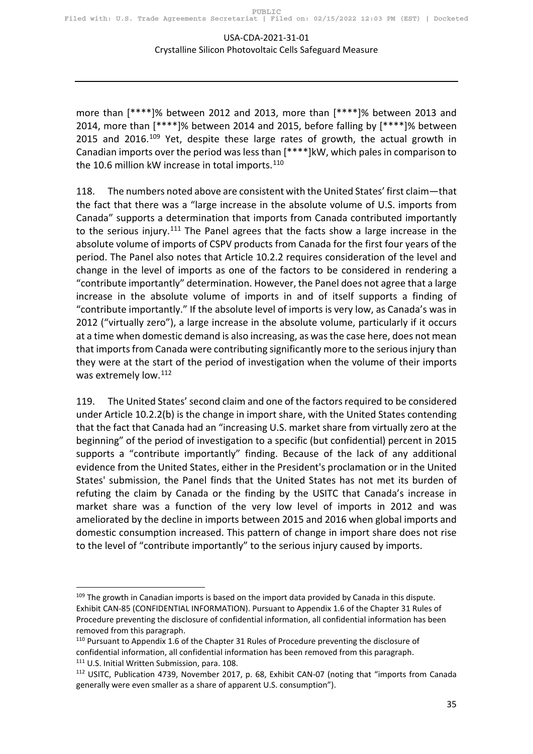more than [****]% between 2012 and 2013, more than [****]% between 2013 and 2014, more than [****]% between 2014 and 2015, before falling by [****]% between 2015 and 2016.[109] Yet, despite these large rates of growth, the actual growth in Canadian imports over the period was less than [****]kW, which pales in comparison to the 10.6 million kW increase in total imports.[110]

118. The numbers noted above are consistent with the United States' first claim—that the fact that there was a "large increase in the absolute volume of U.S. imports from Canada" supports a determination that imports from Canada contributed importantly to the serious injury.[111] The Panel agrees that the facts show a large increase in the absolute volume of imports of CSPV products from Canada for the first four years of the period. The Panel also notes that Article 10.2.2 requires consideration of the level and change in the level of imports as one of the factors to be considered in rendering a "contribute importantly" determination. However, the Panel does not agree that a large increase in the absolute volume of imports in and of itself supports a finding of "contribute importantly." If the absolute level of imports is very low, as Canada's was in 2012 ("virtually zero"), a large increase in the absolute volume, particularly if it occurs at a time when domestic demand is also increasing, as was the case here, does not mean that imports from Canada were contributing significantly more to the serious injury than they were at the start of the period of investigation when the volume of their imports was extremely low.[112]

119. The United States' second claim and one of the factors required to be considered under Article 10.2.2(b) is the change in import share, with the United States contending that the fact that Canada had an "increasing U.S. market share from virtually zero at the beginning" of the period of investigation to a specific (but confidential) percent in 2015 supports a "contribute importantly" finding. Because of the lack of any additional evidence from the United States, either in the President's proclamation or in the United States' submission, the Panel finds that the United States has not met its burden of refuting the claim by Canada or the finding by the USITC that Canada's increase in market share was a function of the very low level of imports in 2012 and was ameliorated by the decline in imports between 2015 and 2016 when global imports and domestic consumption increased. This pattern of change in import share does not rise to the level of "contribute importantly" to the serious injury caused by imports.

---

[109] The growth in Canadian imports is based on the import data provided by Canada in this dispute. Exhibit CAN-85 (CONFIDENTIAL INFORMATION). Pursuant to Appendix 1.6 of the Chapter 31 Rules of Procedure preventing the disclosure of confidential information, all confidential information has been removed from this paragraph.

[110] Pursuant to Appendix 1.6 of the Chapter 31 Rules of Procedure preventing the disclosure of confidential information, all confidential information has been removed from this paragraph.

[111] U.S. Initial Written Submission, para. 108.

[112] USITC, Publication 4739, November 2017, p. 68, Exhibit CAN-07 (noting that "imports from Canada generally were even smaller as a share of apparent U.S. consumption").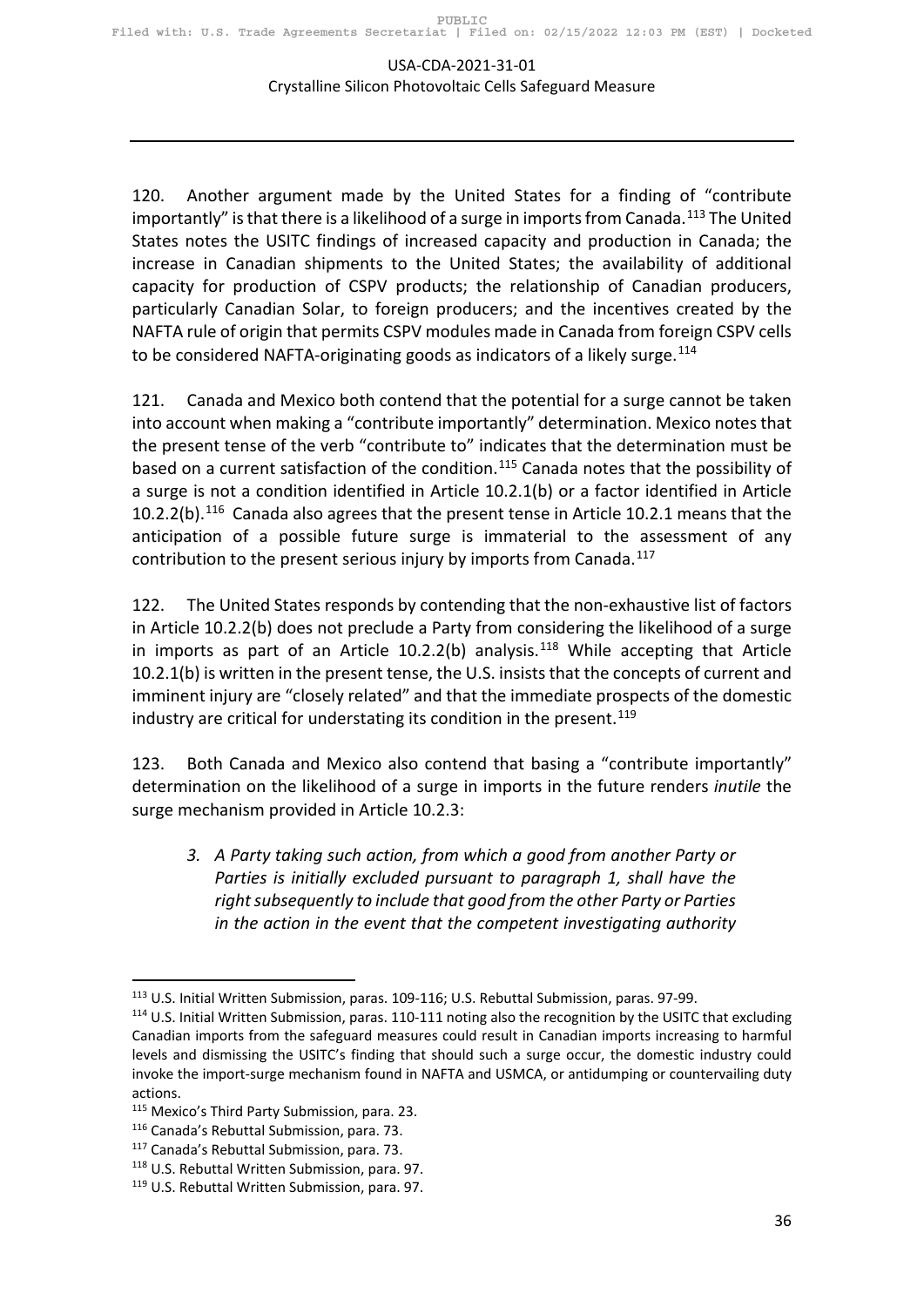120. Another argument made by the United States for a finding of "contribute importantly" is that there is a likelihood of a surge in imports from Canada.[113] The United States notes the USITC findings of increased capacity and production in Canada; the increase in Canadian shipments to the United States; the availability of additional capacity for production of CSPV products; the relationship of Canadian producers, particularly Canadian Solar, to foreign producers; and the incentives created by the NAFTA rule of origin that permits CSPV modules made in Canada from foreign CSPV cells to be considered NAFTA-originating goods as indicators of a likely surge.[114]

121. Canada and Mexico both contend that the potential for a surge cannot be taken into account when making a "contribute importantly" determination. Mexico notes that the present tense of the verb "contribute to" indicates that the determination must be based on a current satisfaction of the condition.[115] Canada notes that the possibility of a surge is not a condition identified in Article 10.2.1(b) or a factor identified in Article 10.2.2(b).[116] Canada also agrees that the present tense in Article 10.2.1 means that the anticipation of a possible future surge is immaterial to the assessment of any contribution to the present serious injury by imports from Canada.[117]

122. The United States responds by contending that the non-exhaustive list of factors in Article 10.2.2(b) does not preclude a Party from considering the likelihood of a surge in imports as part of an Article 10.2.2(b) analysis.[118] While accepting that Article 10.2.1(b) is written in the present tense, the U.S. insists that the concepts of current and imminent injury are "closely related" and that the immediate prospects of the domestic industry are critical for understating its condition in the present.[119]

123. Both Canada and Mexico also contend that basing a "contribute importantly" determination on the likelihood of a surge in imports in the future renders *inutile* the surge mechanism provided in Article 10.2.3:

> *3. A Party taking such action, from which a good from another Party or Parties is initially excluded pursuant to paragraph 1, shall have the right subsequently to include that good from the other Party or Parties in the action in the event that the competent investigating authority*

---

[113] U.S. Initial Written Submission, paras. 109-116; U.S. Rebuttal Submission, paras. 97-99.

[114] U.S. Initial Written Submission, paras. 110-111 noting also the recognition by the USITC that excluding Canadian imports from the safeguard measures could result in Canadian imports increasing to harmful levels and dismissing the USITC's finding that should such a surge occur, the domestic industry could invoke the import-surge mechanism found in NAFTA and USMCA, or antidumping or countervailing duty actions.

[115] Mexico's Third Party Submission, para. 23.

[116] Canada's Rebuttal Submission, para. 73.

[117] Canada's Rebuttal Submission, para. 73.

[118] U.S. Rebuttal Written Submission, para. 97.

[119] U.S. Rebuttal Written Submission, para. 97.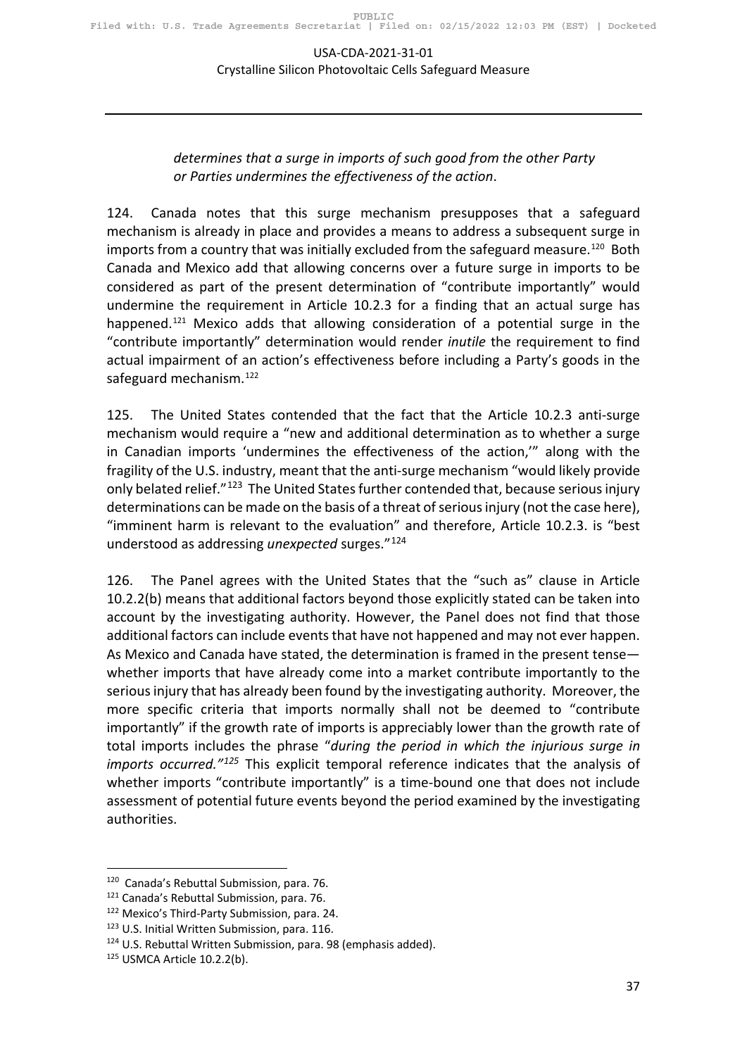*determines that a surge in imports of such good from the other Party or Parties undermines the effectiveness of the action*.

124. Canada notes that this surge mechanism presupposes that a safeguard mechanism is already in place and provides a means to address a subsequent surge in imports from a country that was initially excluded from the safeguard measure.[120] Both Canada and Mexico add that allowing concerns over a future surge in imports to be considered as part of the present determination of "contribute importantly" would undermine the requirement in Article 10.2.3 for a finding that an actual surge has happened.[121] Mexico adds that allowing consideration of a potential surge in the "contribute importantly" determination would render *inutile* the requirement to find actual impairment of an action's effectiveness before including a Party's goods in the safeguard mechanism.[122]

125. The United States contended that the fact that the Article 10.2.3 anti-surge mechanism would require a "new and additional determination as to whether a surge in Canadian imports 'undermines the effectiveness of the action,'" along with the fragility of the U.S. industry, meant that the anti-surge mechanism "would likely provide only belated relief."[123] The United States further contended that, because serious injury determinations can be made on the basis of a threat of serious injury (not the case here), "imminent harm is relevant to the evaluation" and therefore, Article 10.2.3. is "best understood as addressing *unexpected* surges."[124]

126. The Panel agrees with the United States that the "such as" clause in Article 10.2.2(b) means that additional factors beyond those explicitly stated can be taken into account by the investigating authority. However, the Panel does not find that those additional factors can include events that have not happened and may not ever happen. As Mexico and Canada have stated, the determination is framed in the present tense—whether imports that have already come into a market contribute importantly to the serious injury that has already been found by the investigating authority. Moreover, the more specific criteria that imports normally shall not be deemed to "contribute importantly" if the growth rate of imports is appreciably lower than the growth rate of total imports includes the phrase "*during the period in which the injurious surge in imports occurred."*[125] This explicit temporal reference indicates that the analysis of whether imports "contribute importantly" is a time-bound one that does not include assessment of potential future events beyond the period examined by the investigating authorities.

---

[120] Canada's Rebuttal Submission, para. 76.

[121] Canada's Rebuttal Submission, para. 76.

[122] Mexico's Third-Party Submission, para. 24.

[123] U.S. Initial Written Submission, para. 116.

[124] U.S. Rebuttal Written Submission, para. 98 (emphasis added).

[125] USMCA Article 10.2.2(b).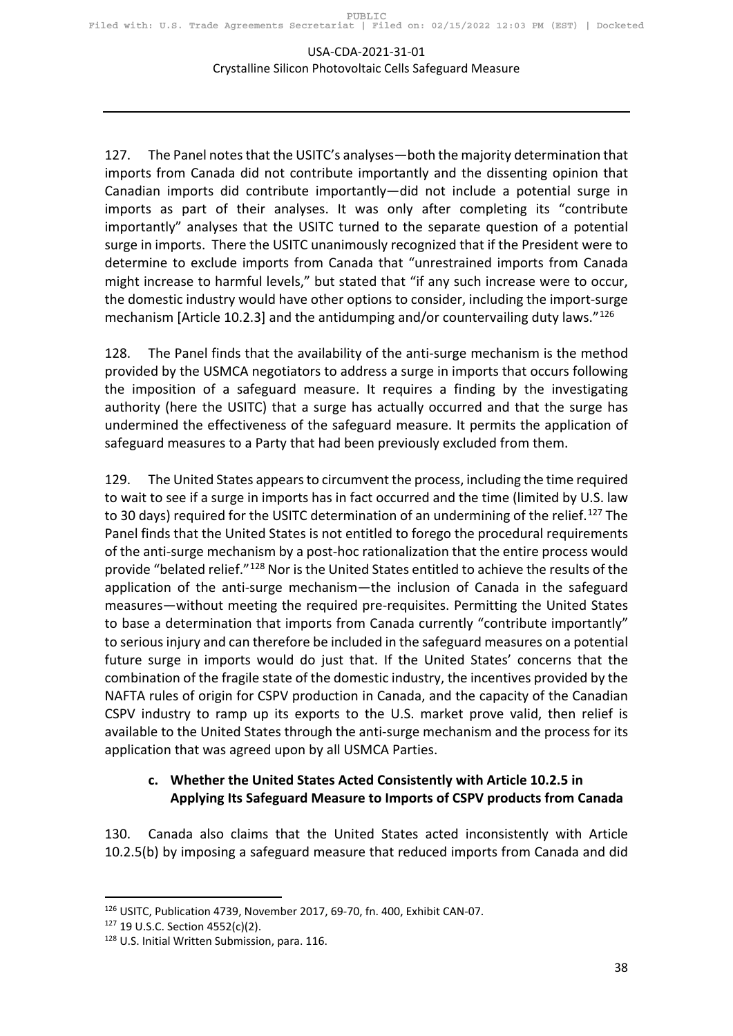127. The Panel notes that the USITC's analyses—both the majority determination that imports from Canada did not contribute importantly and the dissenting opinion that Canadian imports did contribute importantly—did not include a potential surge in imports as part of their analyses. It was only after completing its "contribute importantly" analyses that the USITC turned to the separate question of a potential surge in imports. There the USITC unanimously recognized that if the President were to determine to exclude imports from Canada that "unrestrained imports from Canada might increase to harmful levels," but stated that "if any such increase were to occur, the domestic industry would have other options to consider, including the import-surge mechanism [Article 10.2.3] and the antidumping and/or countervailing duty laws."[126]

128. The Panel finds that the availability of the anti-surge mechanism is the method provided by the USMCA negotiators to address a surge in imports that occurs following the imposition of a safeguard measure. It requires a finding by the investigating authority (here the USITC) that a surge has actually occurred and that the surge has undermined the effectiveness of the safeguard measure. It permits the application of safeguard measures to a Party that had been previously excluded from them.

129. The United States appears to circumvent the process, including the time required to wait to see if a surge in imports has in fact occurred and the time (limited by U.S. law to 30 days) required for the USITC determination of an undermining of the relief.[127] The Panel finds that the United States is not entitled to forego the procedural requirements of the anti-surge mechanism by a post-hoc rationalization that the entire process would provide "belated relief."[128] Nor is the United States entitled to achieve the results of the application of the anti-surge mechanism—the inclusion of Canada in the safeguard measures—without meeting the required pre-requisites. Permitting the United States to base a determination that imports from Canada currently "contribute importantly" to serious injury and can therefore be included in the safeguard measures on a potential future surge in imports would do just that. If the United States' concerns that the combination of the fragile state of the domestic industry, the incentives provided by the NAFTA rules of origin for CSPV production in Canada, and the capacity of the Canadian CSPV industry to ramp up its exports to the U.S. market prove valid, then relief is available to the United States through the anti-surge mechanism and the process for its application that was agreed upon by all USMCA Parties.

### c. Whether the United States Acted Consistently with Article 10.2.5 in Applying Its Safeguard Measure to Imports of CSPV products from Canada

130. Canada also claims that the United States acted inconsistently with Article 10.2.5(b) by imposing a safeguard measure that reduced imports from Canada and did

---

[126] USITC, Publication 4739, November 2017, 69-70, fn. 400, Exhibit CAN-07.

[127] 19 U.S.C. Section 4552(c)(2).

[128] U.S. Initial Written Submission, para. 116.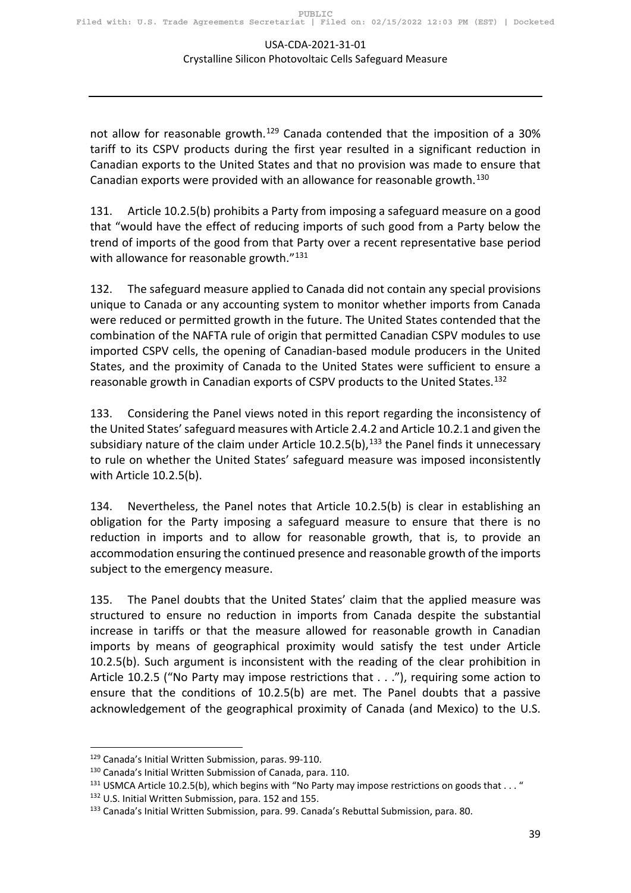not allow for reasonable growth.[129] Canada contended that the imposition of a 30% tariff to its CSPV products during the first year resulted in a significant reduction in Canadian exports to the United States and that no provision was made to ensure that Canadian exports were provided with an allowance for reasonable growth.[130]

131. Article 10.2.5(b) prohibits a Party from imposing a safeguard measure on a good that "would have the effect of reducing imports of such good from a Party below the trend of imports of the good from that Party over a recent representative base period with allowance for reasonable growth."[131]

132. The safeguard measure applied to Canada did not contain any special provisions unique to Canada or any accounting system to monitor whether imports from Canada were reduced or permitted growth in the future. The United States contended that the combination of the NAFTA rule of origin that permitted Canadian CSPV modules to use imported CSPV cells, the opening of Canadian-based module producers in the United States, and the proximity of Canada to the United States were sufficient to ensure a reasonable growth in Canadian exports of CSPV products to the United States.[132]

133. Considering the Panel views noted in this report regarding the inconsistency of the United States' safeguard measures with Article 2.4.2 and Article 10.2.1 and given the subsidiary nature of the claim under Article 10.2.5(b),[133] the Panel finds it unnecessary to rule on whether the United States' safeguard measure was imposed inconsistently with Article 10.2.5(b).

134. Nevertheless, the Panel notes that Article 10.2.5(b) is clear in establishing an obligation for the Party imposing a safeguard measure to ensure that there is no reduction in imports and to allow for reasonable growth, that is, to provide an accommodation ensuring the continued presence and reasonable growth of the imports subject to the emergency measure.

135. The Panel doubts that the United States' claim that the applied measure was structured to ensure no reduction in imports from Canada despite the substantial increase in tariffs or that the measure allowed for reasonable growth in Canadian imports by means of geographical proximity would satisfy the test under Article 10.2.5(b). Such argument is inconsistent with the reading of the clear prohibition in Article 10.2.5 ("No Party may impose restrictions that . . ."), requiring some action to ensure that the conditions of 10.2.5(b) are met. The Panel doubts that a passive acknowledgement of the geographical proximity of Canada (and Mexico) to the U.S.

---

[129] Canada's Initial Written Submission, paras. 99-110.

[130] Canada's Initial Written Submission of Canada, para. 110.

[131] USMCA Article 10.2.5(b), which begins with "No Party may impose restrictions on goods that . . . "

[132] U.S. Initial Written Submission, para. 152 and 155.

[133] Canada's Initial Written Submission, para. 99. Canada's Rebuttal Submission, para. 80.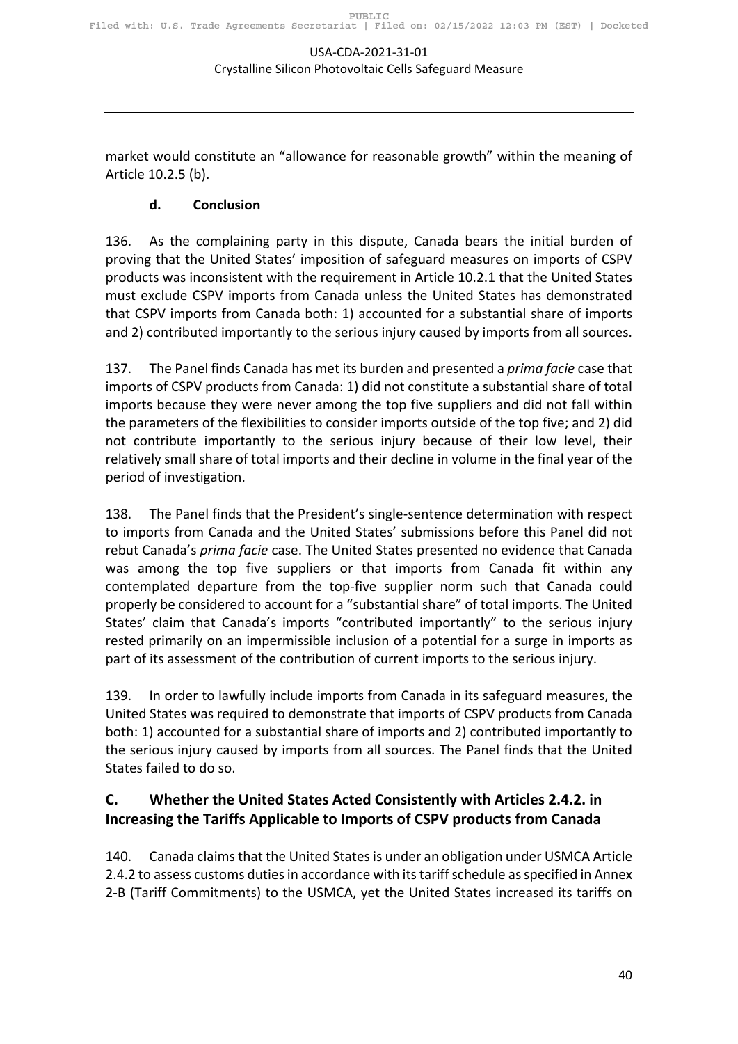market would constitute an "allowance for reasonable growth" within the meaning of Article 10.2.5 (b).

#### d. Conclusion

136. As the complaining party in this dispute, Canada bears the initial burden of proving that the United States' imposition of safeguard measures on imports of CSPV products was inconsistent with the requirement in Article 10.2.1 that the United States must exclude CSPV imports from Canada unless the United States has demonstrated that CSPV imports from Canada both: 1) accounted for a substantial share of imports and 2) contributed importantly to the serious injury caused by imports from all sources.

137. The Panel finds Canada has met its burden and presented a *prima facie* case that imports of CSPV products from Canada: 1) did not constitute a substantial share of total imports because they were never among the top five suppliers and did not fall within the parameters of the flexibilities to consider imports outside of the top five; and 2) did not contribute importantly to the serious injury because of their low level, their relatively small share of total imports and their decline in volume in the final year of the period of investigation.

138. The Panel finds that the President's single-sentence determination with respect to imports from Canada and the United States' submissions before this Panel did not rebut Canada's *prima facie* case. The United States presented no evidence that Canada was among the top five suppliers or that imports from Canada fit within any contemplated departure from the top-five supplier norm such that Canada could properly be considered to account for a "substantial share" of total imports. The United States' claim that Canada's imports "contributed importantly" to the serious injury rested primarily on an impermissible inclusion of a potential for a surge in imports as part of its assessment of the contribution of current imports to the serious injury.

139. In order to lawfully include imports from Canada in its safeguard measures, the United States was required to demonstrate that imports of CSPV products from Canada both: 1) accounted for a substantial share of imports and 2) contributed importantly to the serious injury caused by imports from all sources. The Panel finds that the United States failed to do so.

### C. Whether the United States Acted Consistently with Articles 2.4.2. in Increasing the Tariffs Applicable to Imports of CSPV products from Canada

140. Canada claims that the United States is under an obligation under USMCA Article 2.4.2 to assess customs duties in accordance with its tariff schedule as specified in Annex 2-B (Tariff Commitments) to the USMCA, yet the United States increased its tariffs on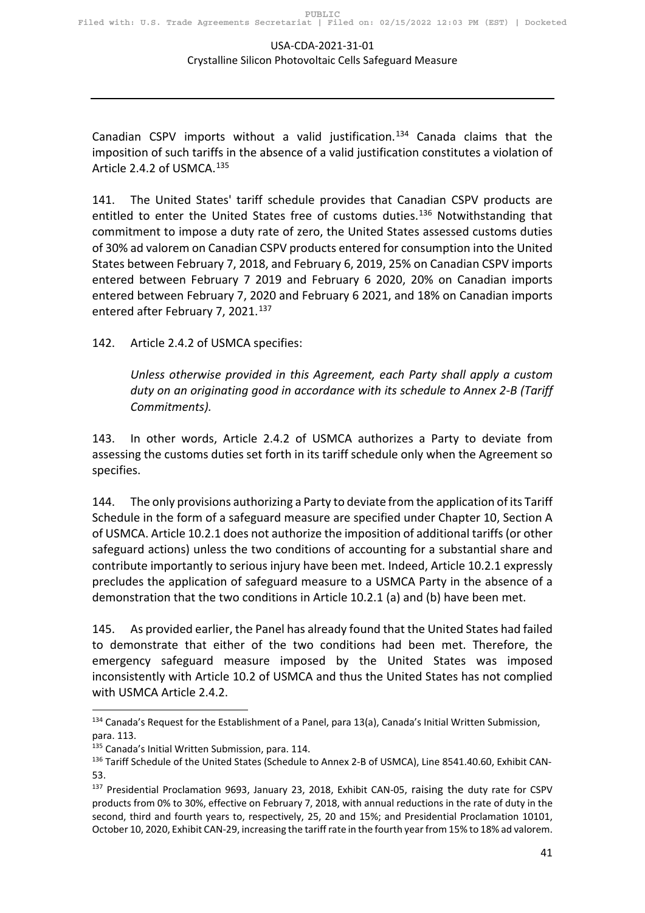Canadian CSPV imports without a valid justification.[134] Canada claims that the imposition of such tariffs in the absence of a valid justification constitutes a violation of Article 2.4.2 of USMCA.[135]

141. The United States' tariff schedule provides that Canadian CSPV products are entitled to enter the United States free of customs duties.[136] Notwithstanding that commitment to impose a duty rate of zero, the United States assessed customs duties of 30% ad valorem on Canadian CSPV products entered for consumption into the United States between February 7, 2018, and February 6, 2019, 25% on Canadian CSPV imports entered between February 7 2019 and February 6 2020, 20% on Canadian imports entered between February 7, 2020 and February 6 2021, and 18% on Canadian imports entered after February 7, 2021.[137]

142. Article 2.4.2 of USMCA specifies:

> *Unless otherwise provided in this Agreement, each Party shall apply a custom duty on an originating good in accordance with its schedule to Annex 2-B (Tariff Commitments).*

143. In other words, Article 2.4.2 of USMCA authorizes a Party to deviate from assessing the customs duties set forth in its tariff schedule only when the Agreement so specifies.

144. The only provisions authorizing a Party to deviate from the application of its Tariff Schedule in the form of a safeguard measure are specified under Chapter 10, Section A of USMCA. Article 10.2.1 does not authorize the imposition of additional tariffs (or other safeguard actions) unless the two conditions of accounting for a substantial share and contribute importantly to serious injury have been met. Indeed, Article 10.2.1 expressly precludes the application of safeguard measure to a USMCA Party in the absence of a demonstration that the two conditions in Article 10.2.1 (a) and (b) have been met.

145. As provided earlier, the Panel has already found that the United States had failed to demonstrate that either of the two conditions had been met. Therefore, the emergency safeguard measure imposed by the United States was imposed inconsistently with Article 10.2 of USMCA and thus the United States has not complied with USMCA Article 2.4.2.

---

[134] Canada's Request for the Establishment of a Panel, para 13(a), Canada's Initial Written Submission, para. 113.

[135] Canada's Initial Written Submission, para. 114.

[136] Tariff Schedule of the United States (Schedule to Annex 2-B of USMCA), Line 8541.40.60, Exhibit CAN-53.

[137] Presidential Proclamation 9693, January 23, 2018, Exhibit CAN-05, raising the duty rate for CSPV products from 0% to 30%, effective on February 7, 2018, with annual reductions in the rate of duty in the second, third and fourth years to, respectively, 25, 20 and 15%; and Presidential Proclamation 10101, October 10, 2020, Exhibit CAN-29, increasing the tariff rate in the fourth year from 15% to 18% ad valorem.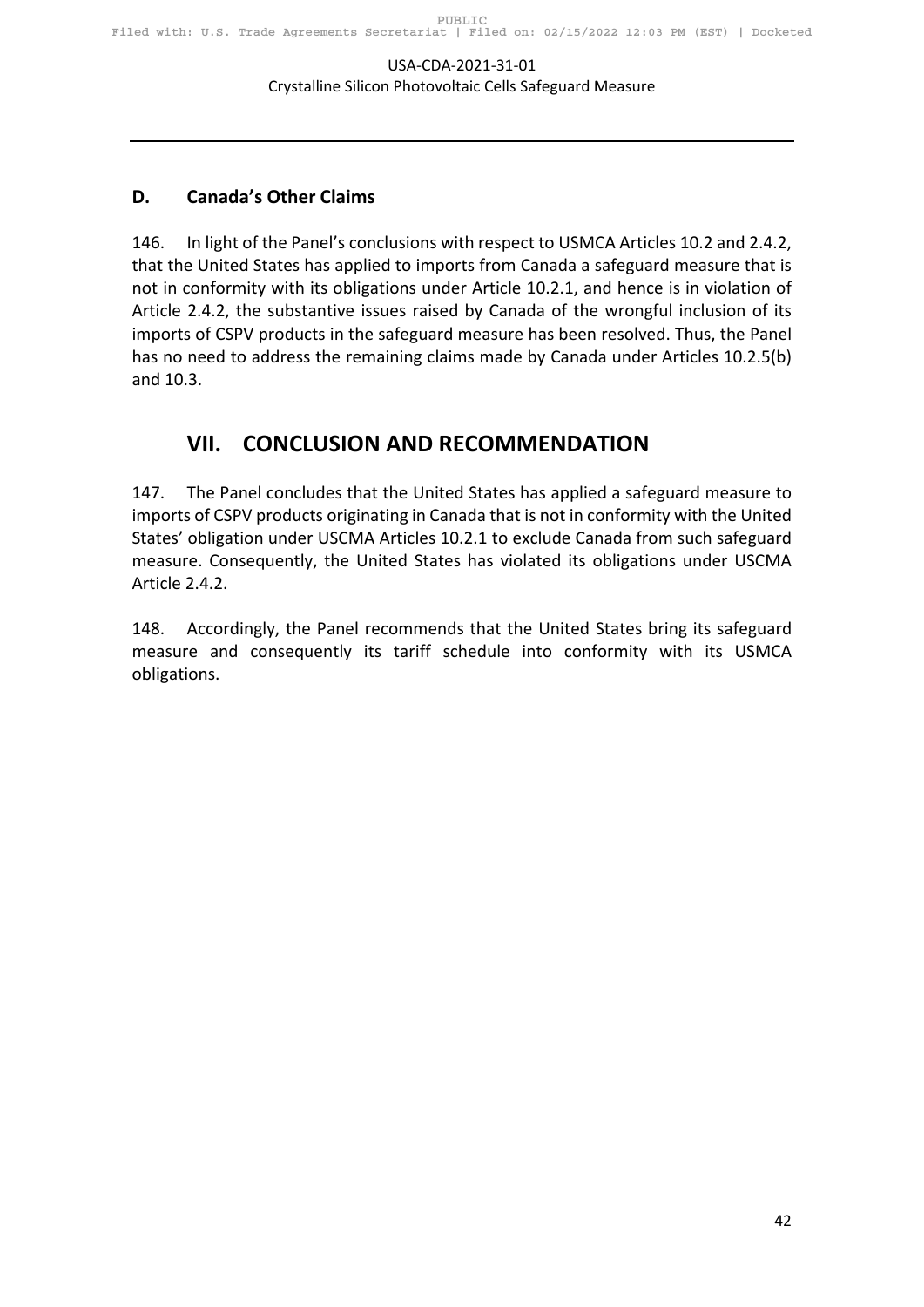### D. Canada's Other Claims

146. In light of the Panel's conclusions with respect to USMCA Articles 10.2 and 2.4.2, that the United States has applied to imports from Canada a safeguard measure that is not in conformity with its obligations under Article 10.2.1, and hence is in violation of Article 2.4.2, the substantive issues raised by Canada of the wrongful inclusion of its imports of CSPV products in the safeguard measure has been resolved. Thus, the Panel has no need to address the remaining claims made by Canada under Articles 10.2.5(b) and 10.3.

## VII. CONCLUSION AND RECOMMENDATION

147. The Panel concludes that the United States has applied a safeguard measure to imports of CSPV products originating in Canada that is not in conformity with the United States' obligation under USCMA Articles 10.2.1 to exclude Canada from such safeguard measure. Consequently, the United States has violated its obligations under USCMA Article 2.4.2.

148. Accordingly, the Panel recommends that the United States bring its safeguard measure and consequently its tariff schedule into conformity with its USMCA obligations.